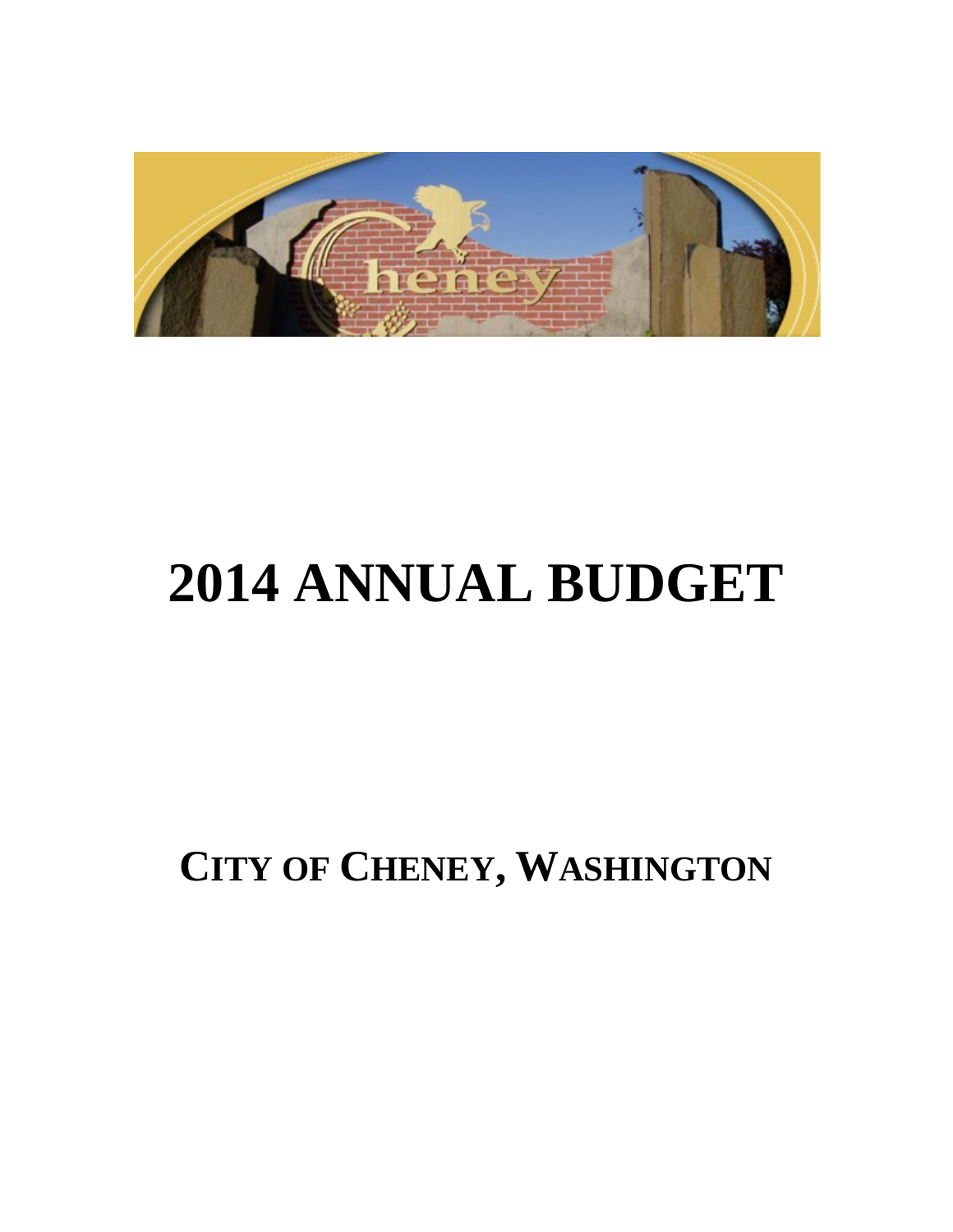# 2014 ANNUAL BUDGET

## CITY OF CHENEY, WASHINGTON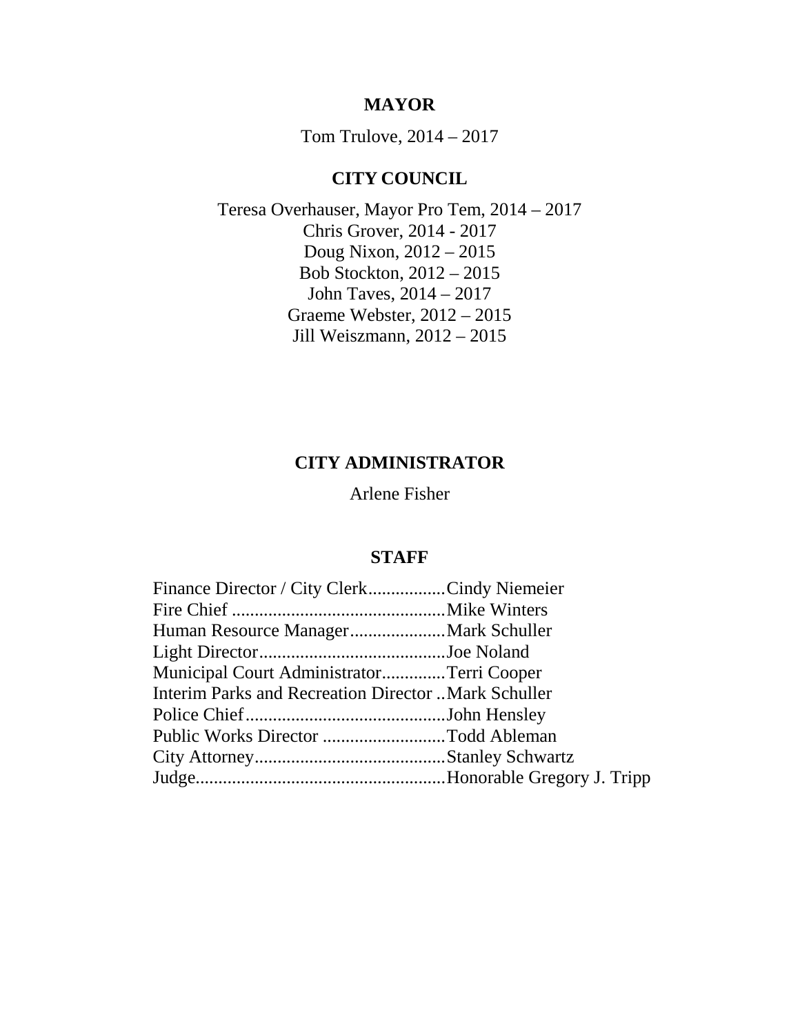## MAYOR

Tom Trulove, 2014 – 2017

## CITY COUNCIL

Teresa Overhauser, Mayor Pro Tem, 2014 – 2017
Chris Grover, 2014 - 2017
Doug Nixon, 2012 – 2015
Bob Stockton, 2012 – 2015
John Taves, 2014 – 2017
Graeme Webster, 2012 – 2015
Jill Weiszmann, 2012 – 2015

## CITY ADMINISTRATOR

Arlene Fisher

## STAFF

Finance Director / City Clerk.................Cindy Niemeier
Fire Chief ...............................................Mike Winters
Human Resource Manager.....................Mark Schuller
Light Director.........................................Joe Noland
Municipal Court Administrator.............Terri Cooper
Interim Parks and Recreation Director ..Mark Schuller
Police Chief............................................John Hensley
Public Works Director ...........................Todd Ableman
City Attorney..........................................Stanley Schwartz
Judge.......................................................Honorable Gregory J. Tripp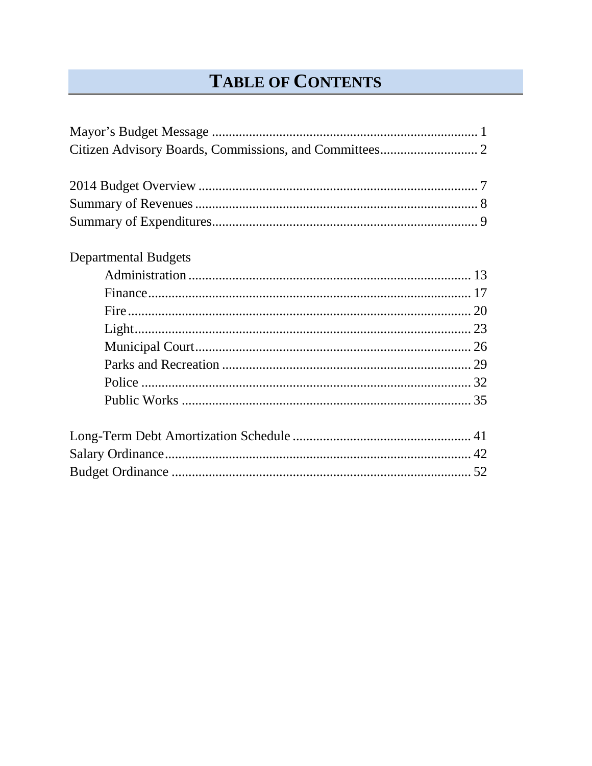# TABLE OF CONTENTS

Mayor's Budget Message ............................................................................. 1
Citizen Advisory Boards, Commissions, and Committees............................. 2

2014 Budget Overview ................................................................................. 7
Summary of Revenues .................................................................................. 8
Summary of Expenditures............................................................................. 9

Departmental Budgets

- Administration .................................................................................. 13
- Finance.............................................................................................. 17
- Fire .................................................................................................... 20
- Light................................................................................................... 23
- Municipal Court................................................................................. 26
- Parks and Recreation ........................................................................ 29
- Police ................................................................................................ 32
- Public Works .................................................................................... 35

Long-Term Debt Amortization Schedule .................................................... 41
Salary Ordinance.......................................................................................... 42
Budget Ordinance ....................................................................................... 52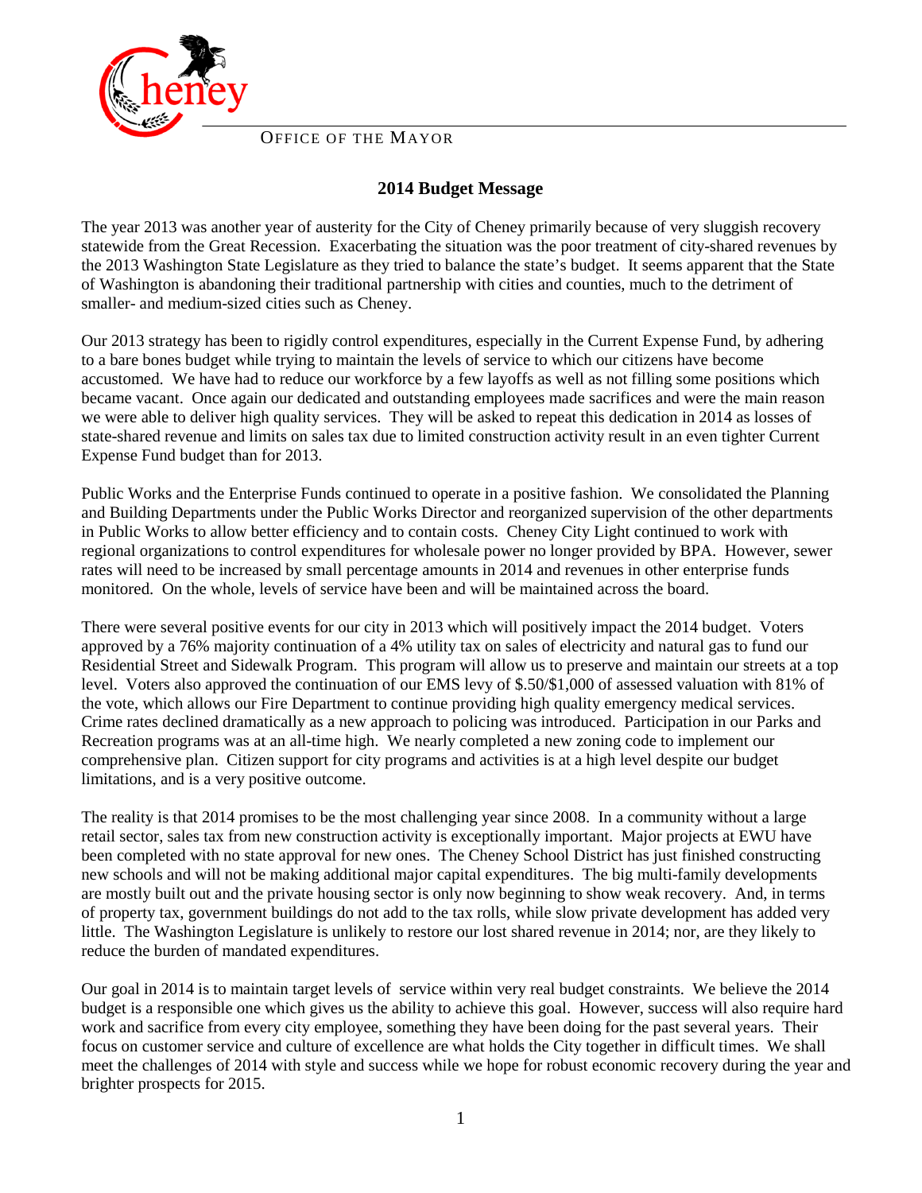OFFICE OF THE MAYOR

## 2014 Budget Message

The year 2013 was another year of austerity for the City of Cheney primarily because of very sluggish recovery statewide from the Great Recession. Exacerbating the situation was the poor treatment of city-shared revenues by the 2013 Washington State Legislature as they tried to balance the state's budget. It seems apparent that the State of Washington is abandoning their traditional partnership with cities and counties, much to the detriment of smaller- and medium-sized cities such as Cheney.

Our 2013 strategy has been to rigidly control expenditures, especially in the Current Expense Fund, by adhering to a bare bones budget while trying to maintain the levels of service to which our citizens have become accustomed. We have had to reduce our workforce by a few layoffs as well as not filling some positions which became vacant. Once again our dedicated and outstanding employees made sacrifices and were the main reason we were able to deliver high quality services. They will be asked to repeat this dedication in 2014 as losses of state-shared revenue and limits on sales tax due to limited construction activity result in an even tighter Current Expense Fund budget than for 2013.

Public Works and the Enterprise Funds continued to operate in a positive fashion. We consolidated the Planning and Building Departments under the Public Works Director and reorganized supervision of the other departments in Public Works to allow better efficiency and to contain costs. Cheney City Light continued to work with regional organizations to control expenditures for wholesale power no longer provided by BPA. However, sewer rates will need to be increased by small percentage amounts in 2014 and revenues in other enterprise funds monitored. On the whole, levels of service have been and will be maintained across the board.

There were several positive events for our city in 2013 which will positively impact the 2014 budget. Voters approved by a 76% majority continuation of a 4% utility tax on sales of electricity and natural gas to fund our Residential Street and Sidewalk Program. This program will allow us to preserve and maintain our streets at a top level. Voters also approved the continuation of our EMS levy of $.50/$1,000 of assessed valuation with 81% of the vote, which allows our Fire Department to continue providing high quality emergency medical services. Crime rates declined dramatically as a new approach to policing was introduced. Participation in our Parks and Recreation programs was at an all-time high. We nearly completed a new zoning code to implement our comprehensive plan. Citizen support for city programs and activities is at a high level despite our budget limitations, and is a very positive outcome.

The reality is that 2014 promises to be the most challenging year since 2008. In a community without a large retail sector, sales tax from new construction activity is exceptionally important. Major projects at EWU have been completed with no state approval for new ones. The Cheney School District has just finished constructing new schools and will not be making additional major capital expenditures. The big multi-family developments are mostly built out and the private housing sector is only now beginning to show weak recovery. And, in terms of property tax, government buildings do not add to the tax rolls, while slow private development has added very little. The Washington Legislature is unlikely to restore our lost shared revenue in 2014; nor, are they likely to reduce the burden of mandated expenditures.

Our goal in 2014 is to maintain target levels of service within very real budget constraints. We believe the 2014 budget is a responsible one which gives us the ability to achieve this goal. However, success will also require hard work and sacrifice from every city employee, something they have been doing for the past several years. Their focus on customer service and culture of excellence are what holds the City together in difficult times. We shall meet the challenges of 2014 with style and success while we hope for robust economic recovery during the year and brighter prospects for 2015.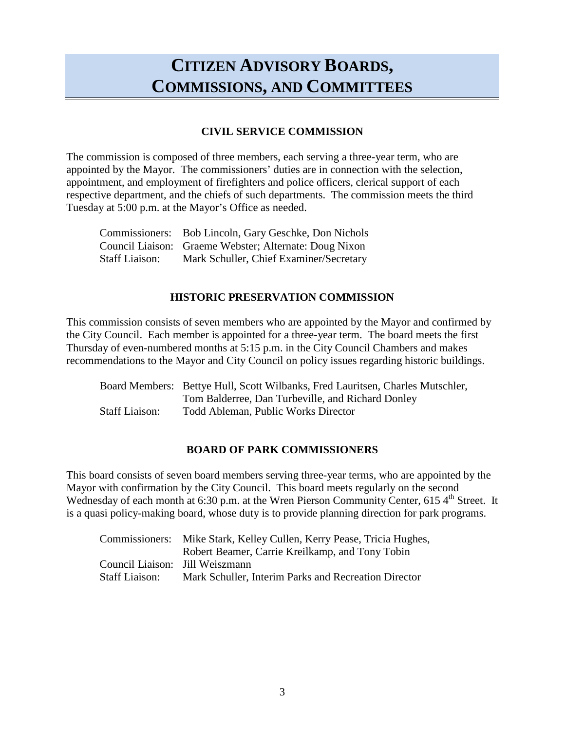# CITIZEN ADVISORY BOARDS, COMMISSIONS, AND COMMITTEES

## CIVIL SERVICE COMMISSION

The commission is composed of three members, each serving a three-year term, who are appointed by the Mayor. The commissioners' duties are in connection with the selection, appointment, and employment of firefighters and police officers, clerical support of each respective department, and the chiefs of such departments. The commission meets the third Tuesday at 5:00 p.m. at the Mayor's Office as needed.

Commissioners: Bob Lincoln, Gary Geschke, Don Nichols
Council Liaison: Graeme Webster; Alternate: Doug Nixon
Staff Liaison: Mark Schuller, Chief Examiner/Secretary

## HISTORIC PRESERVATION COMMISSION

This commission consists of seven members who are appointed by the Mayor and confirmed by the City Council. Each member is appointed for a three-year term. The board meets the first Thursday of even-numbered months at 5:15 p.m. in the City Council Chambers and makes recommendations to the Mayor and City Council on policy issues regarding historic buildings.

Board Members: Bettye Hull, Scott Wilbanks, Fred Lauritsen, Charles Mutschler, Tom Balderree, Dan Turbeville, and Richard Donley
Staff Liaison: Todd Ableman, Public Works Director

## BOARD OF PARK COMMISSIONERS

This board consists of seven board members serving three-year terms, who are appointed by the Mayor with confirmation by the City Council. This board meets regularly on the second Wednesday of each month at 6:30 p.m. at the Wren Pierson Community Center, 615 4th Street. It is a quasi policy-making board, whose duty is to provide planning direction for park programs.

Commissioners: Mike Stark, Kelley Cullen, Kerry Pease, Tricia Hughes, Robert Beamer, Carrie Kreilkamp, and Tony Tobin
Council Liaison: Jill Weiszmann
Staff Liaison: Mark Schuller, Interim Parks and Recreation Director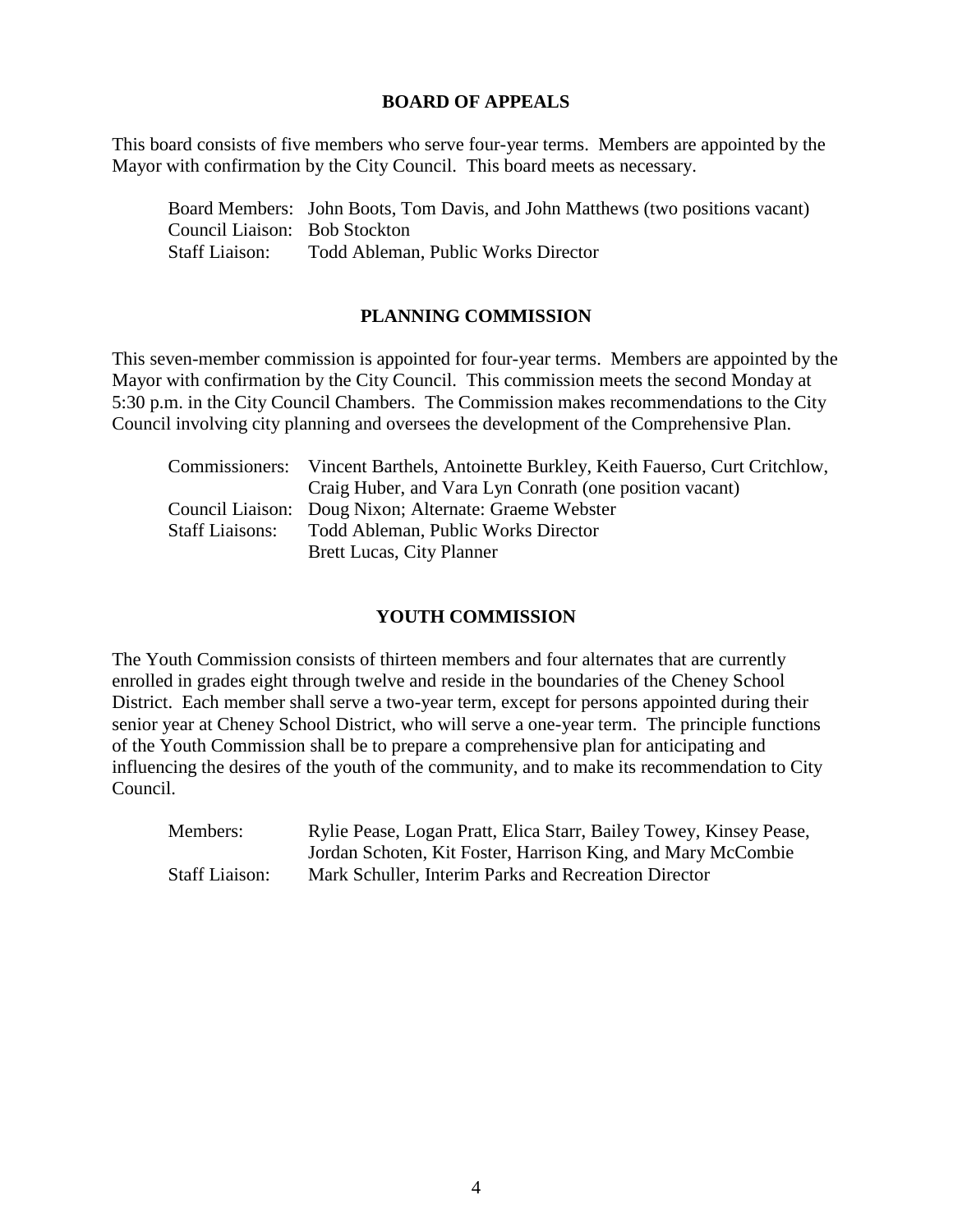## BOARD OF APPEALS

This board consists of five members who serve four-year terms. Members are appointed by the Mayor with confirmation by the City Council. This board meets as necessary.

Board Members: John Boots, Tom Davis, and John Matthews (two positions vacant)
Council Liaison: Bob Stockton
Staff Liaison: Todd Ableman, Public Works Director

## PLANNING COMMISSION

This seven-member commission is appointed for four-year terms. Members are appointed by the Mayor with confirmation by the City Council. This commission meets the second Monday at 5:30 p.m. in the City Council Chambers. The Commission makes recommendations to the City Council involving city planning and oversees the development of the Comprehensive Plan.

Commissioners: Vincent Barthels, Antoinette Burkley, Keith Fauerso, Curt Critchlow, Craig Huber, and Vara Lyn Conrath (one position vacant)
Council Liaison: Doug Nixon; Alternate: Graeme Webster
Staff Liaisons: Todd Ableman, Public Works Director
Brett Lucas, City Planner

## YOUTH COMMISSION

The Youth Commission consists of thirteen members and four alternates that are currently enrolled in grades eight through twelve and reside in the boundaries of the Cheney School District. Each member shall serve a two-year term, except for persons appointed during their senior year at Cheney School District, who will serve a one-year term. The principle functions of the Youth Commission shall be to prepare a comprehensive plan for anticipating and influencing the desires of the youth of the community, and to make its recommendation to City Council.

Members: Rylie Pease, Logan Pratt, Elica Starr, Bailey Towey, Kinsey Pease, Jordan Schoten, Kit Foster, Harrison King, and Mary McCombie
Staff Liaison: Mark Schuller, Interim Parks and Recreation Director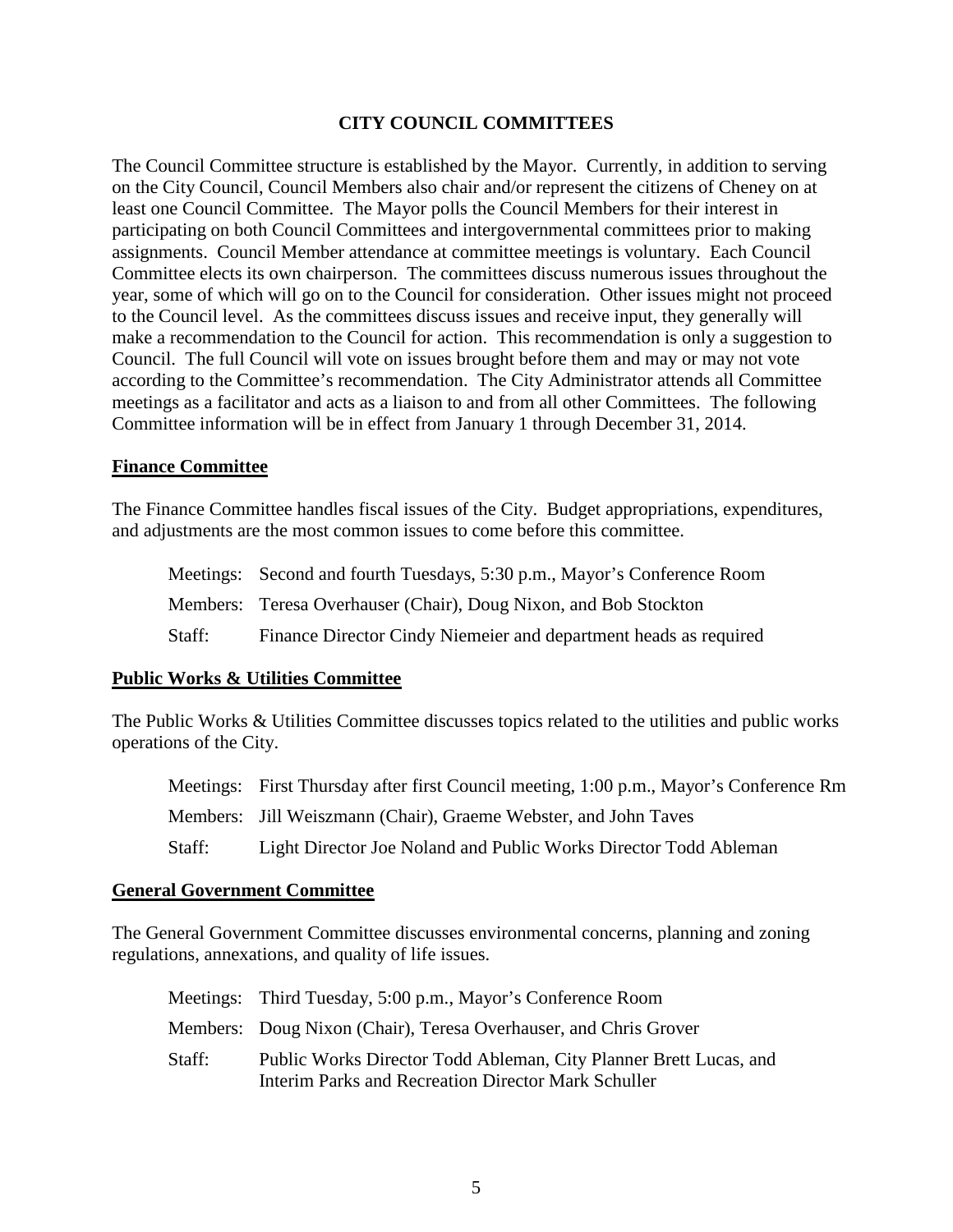# CITY COUNCIL COMMITTEES

The Council Committee structure is established by the Mayor. Currently, in addition to serving on the City Council, Council Members also chair and/or represent the citizens of Cheney on at least one Council Committee. The Mayor polls the Council Members for their interest in participating on both Council Committees and intergovernmental committees prior to making assignments. Council Member attendance at committee meetings is voluntary. Each Council Committee elects its own chairperson. The committees discuss numerous issues throughout the year, some of which will go on to the Council for consideration. Other issues might not proceed to the Council level. As the committees discuss issues and receive input, they generally will make a recommendation to the Council for action. This recommendation is only a suggestion to Council. The full Council will vote on issues brought before them and may or may not vote according to the Committee's recommendation. The City Administrator attends all Committee meetings as a facilitator and acts as a liaison to and from all other Committees. The following Committee information will be in effect from January 1 through December 31, 2014.

## Finance Committee

The Finance Committee handles fiscal issues of the City. Budget appropriations, expenditures, and adjustments are the most common issues to come before this committee.

Meetings: Second and fourth Tuesdays, 5:30 p.m., Mayor's Conference Room

Members: Teresa Overhauser (Chair), Doug Nixon, and Bob Stockton

Staff: Finance Director Cindy Niemeier and department heads as required

## Public Works & Utilities Committee

The Public Works & Utilities Committee discusses topics related to the utilities and public works operations of the City.

Meetings: First Thursday after first Council meeting, 1:00 p.m., Mayor's Conference Rm

Members: Jill Weiszmann (Chair), Graeme Webster, and John Taves

Staff: Light Director Joe Noland and Public Works Director Todd Ableman

## General Government Committee

The General Government Committee discusses environmental concerns, planning and zoning regulations, annexations, and quality of life issues.

Meetings: Third Tuesday, 5:00 p.m., Mayor's Conference Room

Members: Doug Nixon (Chair), Teresa Overhauser, and Chris Grover

Staff: Public Works Director Todd Ableman, City Planner Brett Lucas, and Interim Parks and Recreation Director Mark Schuller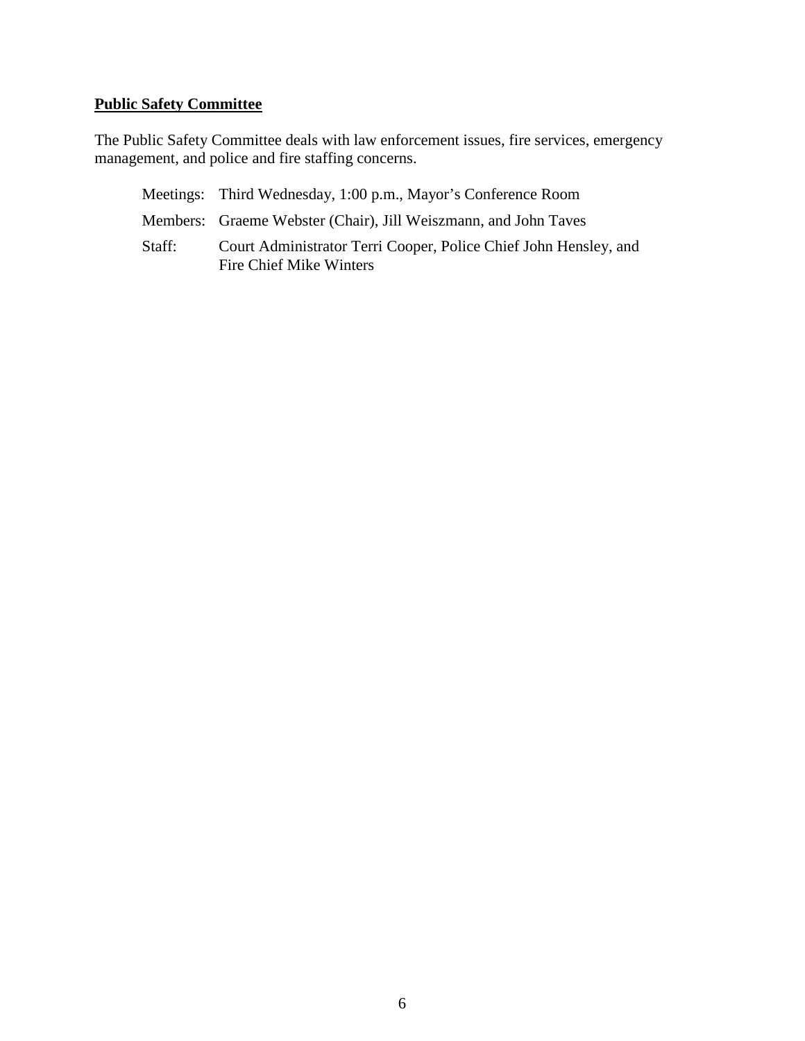**Public Safety Committee**

The Public Safety Committee deals with law enforcement issues, fire services, emergency management, and police and fire staffing concerns.

Meetings: Third Wednesday, 1:00 p.m., Mayor's Conference Room

Members: Graeme Webster (Chair), Jill Weiszmann, and John Taves

Staff: Court Administrator Terri Cooper, Police Chief John Hensley, and Fire Chief Mike Winters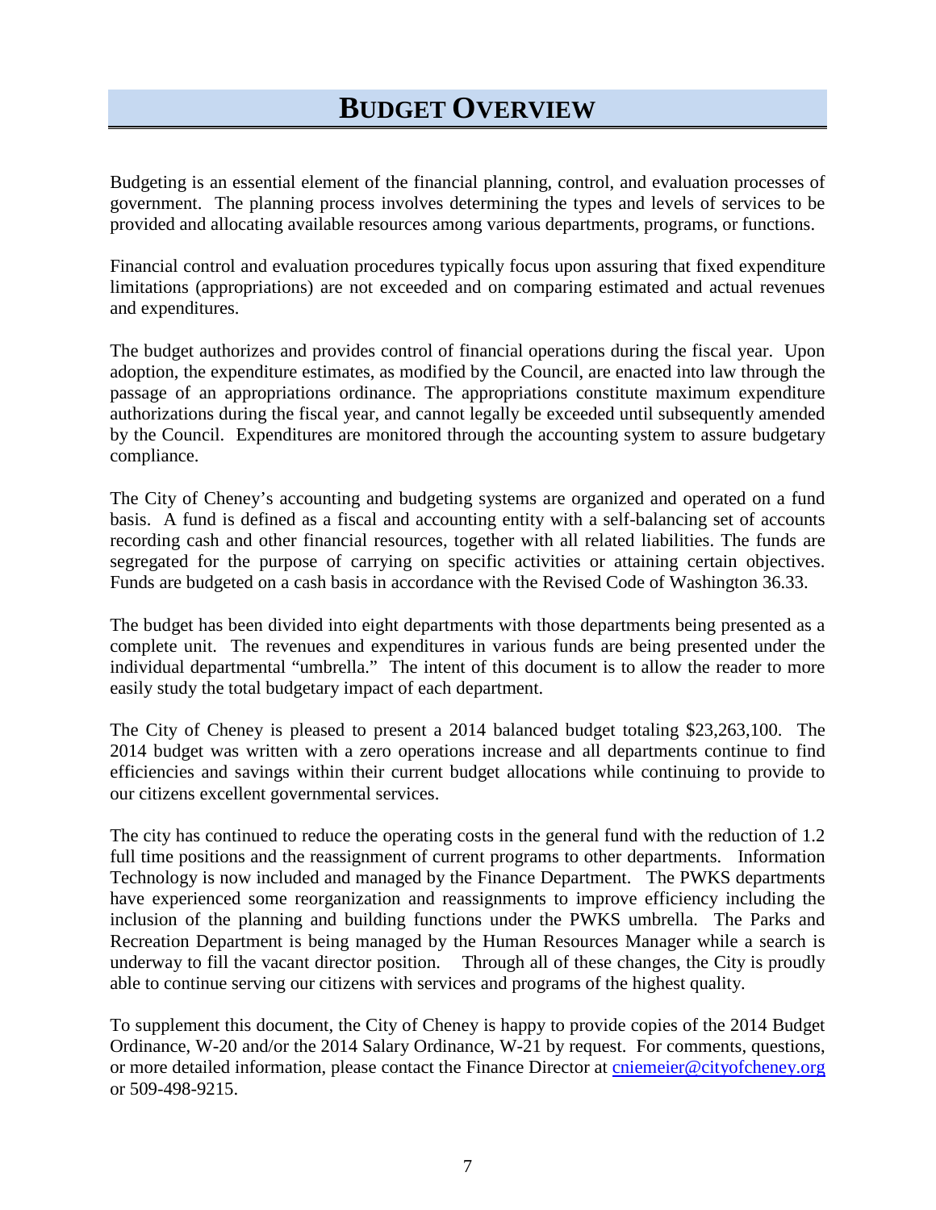# BUDGET OVERVIEW

Budgeting is an essential element of the financial planning, control, and evaluation processes of government. The planning process involves determining the types and levels of services to be provided and allocating available resources among various departments, programs, or functions.

Financial control and evaluation procedures typically focus upon assuring that fixed expenditure limitations (appropriations) are not exceeded and on comparing estimated and actual revenues and expenditures.

The budget authorizes and provides control of financial operations during the fiscal year. Upon adoption, the expenditure estimates, as modified by the Council, are enacted into law through the passage of an appropriations ordinance. The appropriations constitute maximum expenditure authorizations during the fiscal year, and cannot legally be exceeded until subsequently amended by the Council. Expenditures are monitored through the accounting system to assure budgetary compliance.

The City of Cheney's accounting and budgeting systems are organized and operated on a fund basis. A fund is defined as a fiscal and accounting entity with a self-balancing set of accounts recording cash and other financial resources, together with all related liabilities. The funds are segregated for the purpose of carrying on specific activities or attaining certain objectives. Funds are budgeted on a cash basis in accordance with the Revised Code of Washington 36.33.

The budget has been divided into eight departments with those departments being presented as a complete unit. The revenues and expenditures in various funds are being presented under the individual departmental "umbrella." The intent of this document is to allow the reader to more easily study the total budgetary impact of each department.

The City of Cheney is pleased to present a 2014 balanced budget totaling $23,263,100. The 2014 budget was written with a zero operations increase and all departments continue to find efficiencies and savings within their current budget allocations while continuing to provide to our citizens excellent governmental services.

The city has continued to reduce the operating costs in the general fund with the reduction of 1.2 full time positions and the reassignment of current programs to other departments. Information Technology is now included and managed by the Finance Department. The PWKS departments have experienced some reorganization and reassignments to improve efficiency including the inclusion of the planning and building functions under the PWKS umbrella. The Parks and Recreation Department is being managed by the Human Resources Manager while a search is underway to fill the vacant director position. Through all of these changes, the City is proudly able to continue serving our citizens with services and programs of the highest quality.

To supplement this document, the City of Cheney is happy to provide copies of the 2014 Budget Ordinance, W-20 and/or the 2014 Salary Ordinance, W-21 by request. For comments, questions, or more detailed information, please contact the Finance Director at cniemeier@cityofcheney.org or 509-498-9215.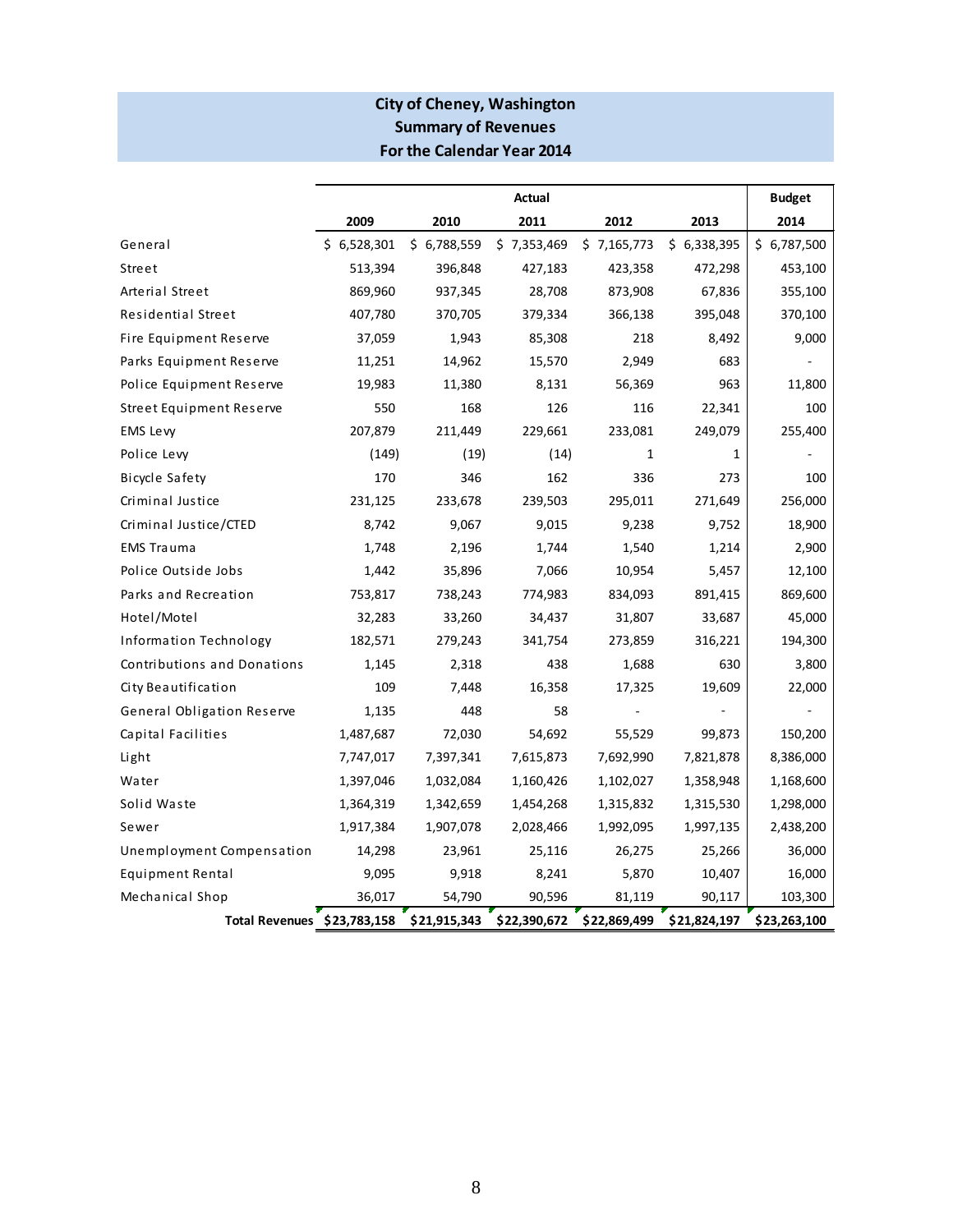**City of Cheney, Washington**
**Summary of Revenues**
**For the Calendar Year 2014**

| | Actual | | | | | Budget |
|---|---|---|---|---|---|---|
| | **2009** | **2010** | **2011** | **2012** | **2013** | **2014** |
| General | $ 6,528,301 | $ 6,788,559 | $ 7,353,469 | $ 7,165,773 | $ 6,338,395 | $ 6,787,500 |
| Street | 513,394 | 396,848 | 427,183 | 423,358 | 472,298 | 453,100 |
| Arterial Street | 869,960 | 937,345 | 28,708 | 873,908 | 67,836 | 355,100 |
| Residential Street | 407,780 | 370,705 | 379,334 | 366,138 | 395,048 | 370,100 |
| Fire Equipment Reserve | 37,059 | 1,943 | 85,308 | 218 | 8,492 | 9,000 |
| Parks Equipment Reserve | 11,251 | 14,962 | 15,570 | 2,949 | 683 | - |
| Police Equipment Reserve | 19,983 | 11,380 | 8,131 | 56,369 | 963 | 11,800 |
| Street Equipment Reserve | 550 | 168 | 126 | 116 | 22,341 | 100 |
| EMS Levy | 207,879 | 211,449 | 229,661 | 233,081 | 249,079 | 255,400 |
| Police Levy | (149) | (19) | (14) | 1 | 1 | - |
| Bicycle Safety | 170 | 346 | 162 | 336 | 273 | 100 |
| Criminal Justice | 231,125 | 233,678 | 239,503 | 295,011 | 271,649 | 256,000 |
| Criminal Justice/CTED | 8,742 | 9,067 | 9,015 | 9,238 | 9,752 | 18,900 |
| EMS Trauma | 1,748 | 2,196 | 1,744 | 1,540 | 1,214 | 2,900 |
| Police Outside Jobs | 1,442 | 35,896 | 7,066 | 10,954 | 5,457 | 12,100 |
| Parks and Recreation | 753,817 | 738,243 | 774,983 | 834,093 | 891,415 | 869,600 |
| Hotel/Motel | 32,283 | 33,260 | 34,437 | 31,807 | 33,687 | 45,000 |
| Information Technology | 182,571 | 279,243 | 341,754 | 273,859 | 316,221 | 194,300 |
| Contributions and Donations | 1,145 | 2,318 | 438 | 1,688 | 630 | 3,800 |
| City Beautification | 109 | 7,448 | 16,358 | 17,325 | 19,609 | 22,000 |
| General Obligation Reserve | 1,135 | 448 | 58 | - | - | - |
| Capital Facilities | 1,487,687 | 72,030 | 54,692 | 55,529 | 99,873 | 150,200 |
| Light | 7,747,017 | 7,397,341 | 7,615,873 | 7,692,990 | 7,821,878 | 8,386,000 |
| Water | 1,397,046 | 1,032,084 | 1,160,426 | 1,102,027 | 1,358,948 | 1,168,600 |
| Solid Waste | 1,364,319 | 1,342,659 | 1,454,268 | 1,315,832 | 1,315,530 | 1,298,000 |
| Sewer | 1,917,384 | 1,907,078 | 2,028,466 | 1,992,095 | 1,997,135 | 2,438,200 |
| Unemployment Compensation | 14,298 | 23,961 | 25,116 | 26,275 | 25,266 | 36,000 |
| Equipment Rental | 9,095 | 9,918 | 8,241 | 5,870 | 10,407 | 16,000 |
| Mechanical Shop | 36,017 | 54,790 | 90,596 | 81,119 | 90,117 | 103,300 |
| **Total Revenues** | **$23,783,158** | **$21,915,343** | **$22,390,672** | **$22,869,499** | **$21,824,197** | **$23,263,100** |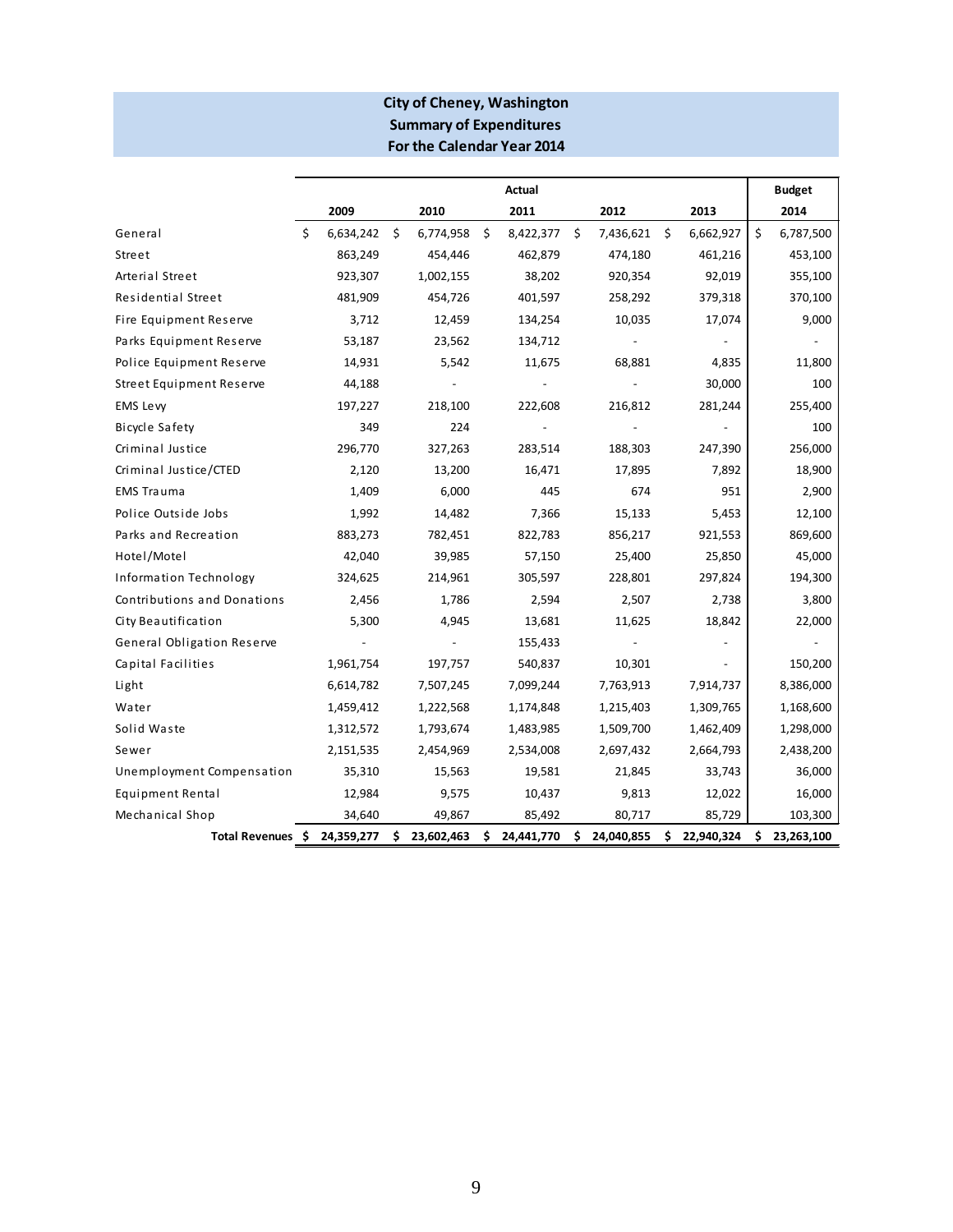# City of Cheney, Washington
## Summary of Expenditures
## For the Calendar Year 2014

| | Actual | | | | | Budget |
|---|---|---|---|---|---|---|
| | 2009 | 2010 | 2011 | 2012 | 2013 | 2014 |
| General | $ 6,634,242 | $ 6,774,958 | $ 8,422,377 | $ 7,436,621 | $ 6,662,927 | $ 6,787,500 |
| Street | 863,249 | 454,446 | 462,879 | 474,180 | 461,216 | 453,100 |
| Arterial Street | 923,307 | 1,002,155 | 38,202 | 920,354 | 92,019 | 355,100 |
| Residential Street | 481,909 | 454,726 | 401,597 | 258,292 | 379,318 | 370,100 |
| Fire Equipment Reserve | 3,712 | 12,459 | 134,254 | 10,035 | 17,074 | 9,000 |
| Parks Equipment Reserve | 53,187 | 23,562 | 134,712 | - | - | - |
| Police Equipment Reserve | 14,931 | 5,542 | 11,675 | 68,881 | 4,835 | 11,800 |
| Street Equipment Reserve | 44,188 | - | - | - | 30,000 | 100 |
| EMS Levy | 197,227 | 218,100 | 222,608 | 216,812 | 281,244 | 255,400 |
| Bicycle Safety | 349 | 224 | - | - | - | 100 |
| Criminal Justice | 296,770 | 327,263 | 283,514 | 188,303 | 247,390 | 256,000 |
| Criminal Justice/CTED | 2,120 | 13,200 | 16,471 | 17,895 | 7,892 | 18,900 |
| EMS Trauma | 1,409 | 6,000 | 445 | 674 | 951 | 2,900 |
| Police Outside Jobs | 1,992 | 14,482 | 7,366 | 15,133 | 5,453 | 12,100 |
| Parks and Recreation | 883,273 | 782,451 | 822,783 | 856,217 | 921,553 | 869,600 |
| Hotel/Motel | 42,040 | 39,985 | 57,150 | 25,400 | 25,850 | 45,000 |
| Information Technology | 324,625 | 214,961 | 305,597 | 228,801 | 297,824 | 194,300 |
| Contributions and Donations | 2,456 | 1,786 | 2,594 | 2,507 | 2,738 | 3,800 |
| City Beautification | 5,300 | 4,945 | 13,681 | 11,625 | 18,842 | 22,000 |
| General Obligation Reserve | - | - | 155,433 | - | - | - |
| Capital Facilities | 1,961,754 | 197,757 | 540,837 | 10,301 | - | 150,200 |
| Light | 6,614,782 | 7,507,245 | 7,099,244 | 7,763,913 | 7,914,737 | 8,386,000 |
| Water | 1,459,412 | 1,222,568 | 1,174,848 | 1,215,403 | 1,309,765 | 1,168,600 |
| Solid Waste | 1,312,572 | 1,793,674 | 1,483,985 | 1,509,700 | 1,462,409 | 1,298,000 |
| Sewer | 2,151,535 | 2,454,969 | 2,534,008 | 2,697,432 | 2,664,793 | 2,438,200 |
| Unemployment Compensation | 35,310 | 15,563 | 19,581 | 21,845 | 33,743 | 36,000 |
| Equipment Rental | 12,984 | 9,575 | 10,437 | 9,813 | 12,022 | 16,000 |
| Mechanical Shop | 34,640 | 49,867 | 85,492 | 80,717 | 85,729 | 103,300 |
| **Total Revenues** | **$ 24,359,277** | **$ 23,602,463** | **$ 24,441,770** | **$ 24,040,855** | **$ 22,940,324** | **$ 23,263,100** |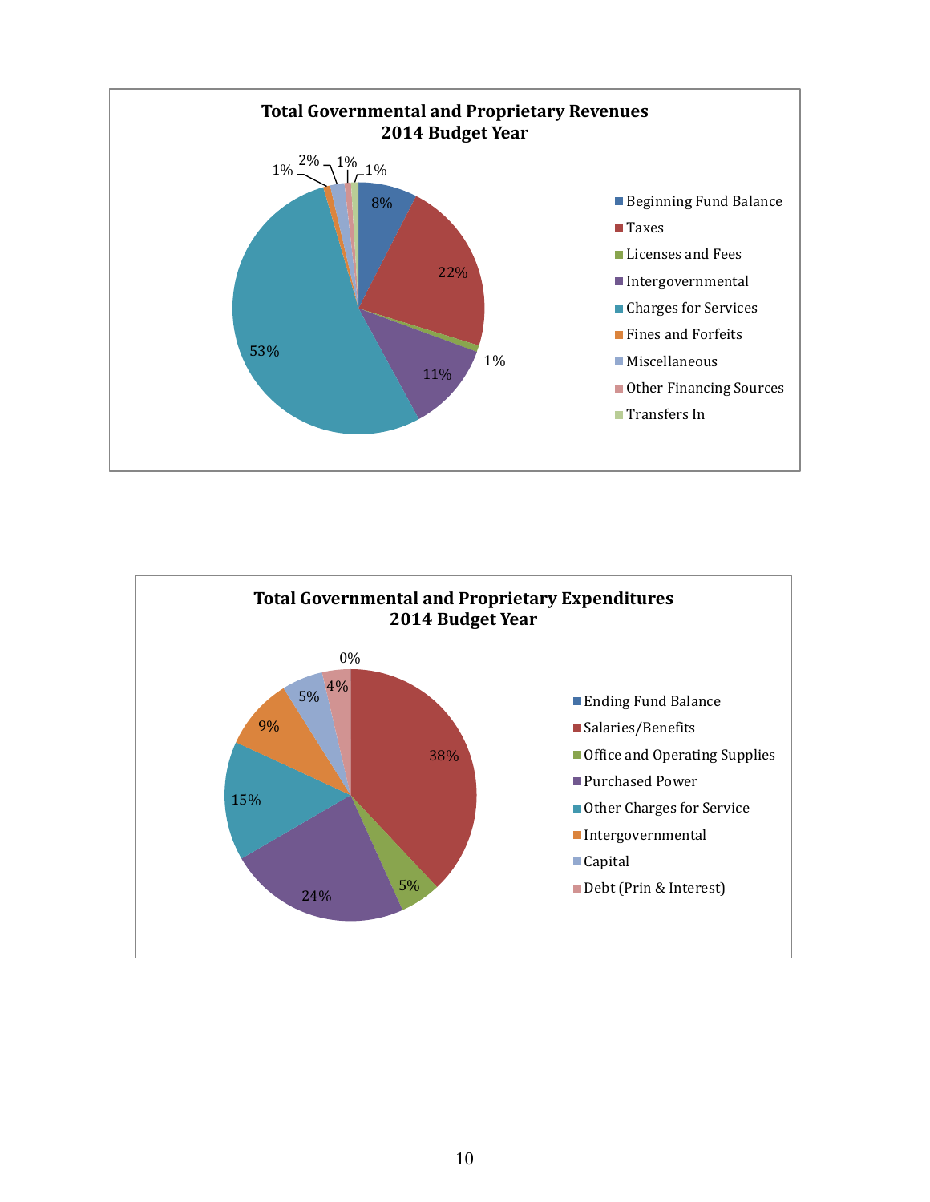**Total Governmental and Proprietary Revenues**
**2014 Budget Year**

| Category | Percentage |
|---|---|
| Beginning Fund Balance | 8% |
| Taxes | 22% |
| Licenses and Fees | 1% |
| Intergovernmental | 11% |
| Charges for Services | 53% |
| Fines and Forfeits | 1% |
| Miscellaneous | 2% |
| Other Financing Sources | 1% |
| Transfers In | 1% |

**Total Governmental and Proprietary Expenditures**
**2014 Budget Year**

| Category | Percentage |
|---|---|
| Ending Fund Balance | 0% |
| Salaries/Benefits | 38% |
| Office and Operating Supplies | 5% |
| Purchased Power | 24% |
| Other Charges for Service | 15% |
| Intergovernmental | 9% |
| Capital | 5% |
| Debt (Prin & Interest) | 4% |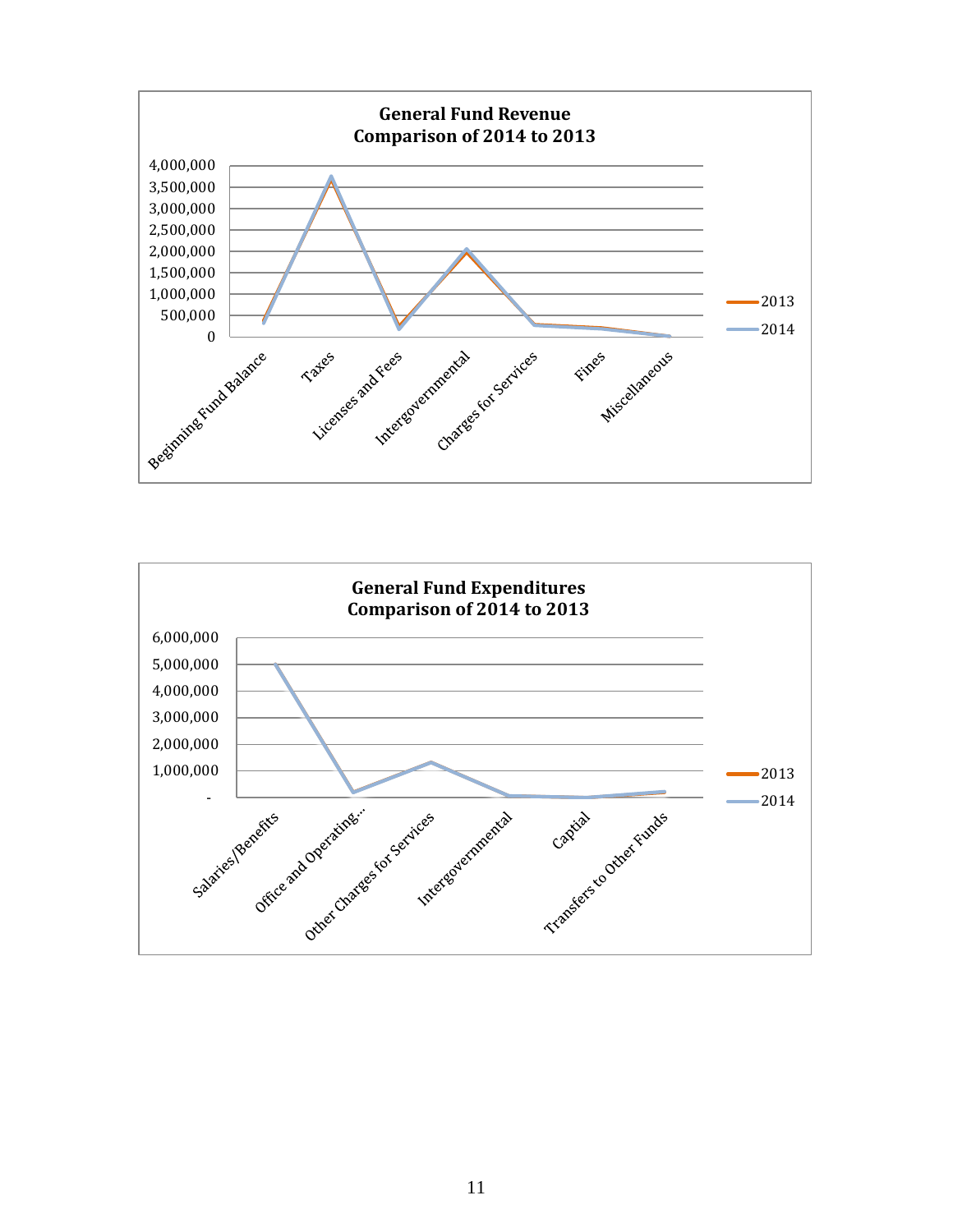**General Fund Revenue**
**Comparison of 2014 to 2013**

4,000,000
3,500,000
3,000,000
2,500,000
2,000,000
1,500,000
1,000,000
500,000
0

Beginning Fund Balance | Taxes | Licenses and Fees | Intergovernmental | Charges for Services | Fines | Miscellaneous

2013
2014

**General Fund Expenditures**
**Comparison of 2014 to 2013**

6,000,000
5,000,000
4,000,000
3,000,000
2,000,000
1,000,000
-

Salaries/Benefits | Office and Operating... | Other Charges for Services | Intergovernmental | Captial | Transfers to Other Funds

2013
2014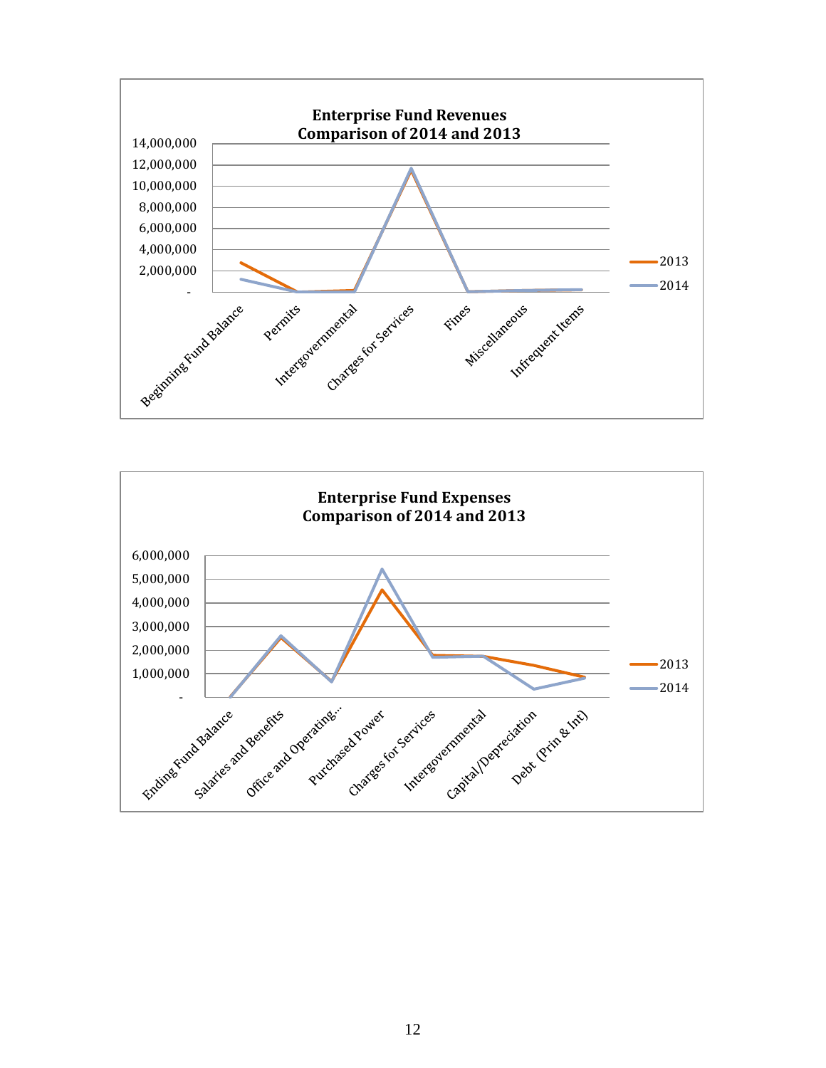**Enterprise Fund Revenues**
**Comparison of 2014 and 2013**

Y-axis: - , 2,000,000, 4,000,000, 6,000,000, 8,000,000, 10,000,000, 12,000,000, 14,000,000

Categories: Beginning Fund Balance, Permits, Intergovernmental, Charges for Services, Fines, Miscellaneous, Infrequent Items

Legend: 2013, 2014

**Enterprise Fund Expenses**
**Comparison of 2014 and 2013**

Y-axis: - , 1,000,000, 2,000,000, 3,000,000, 4,000,000, 5,000,000, 6,000,000

Categories: Ending Fund Balance, Salaries and Benefits, Office and Operating..., Purchased Power, Charges for Services, Intergovernmental, Capital/Depreciation, Debt (Prin & Int)

Legend: 2013, 2014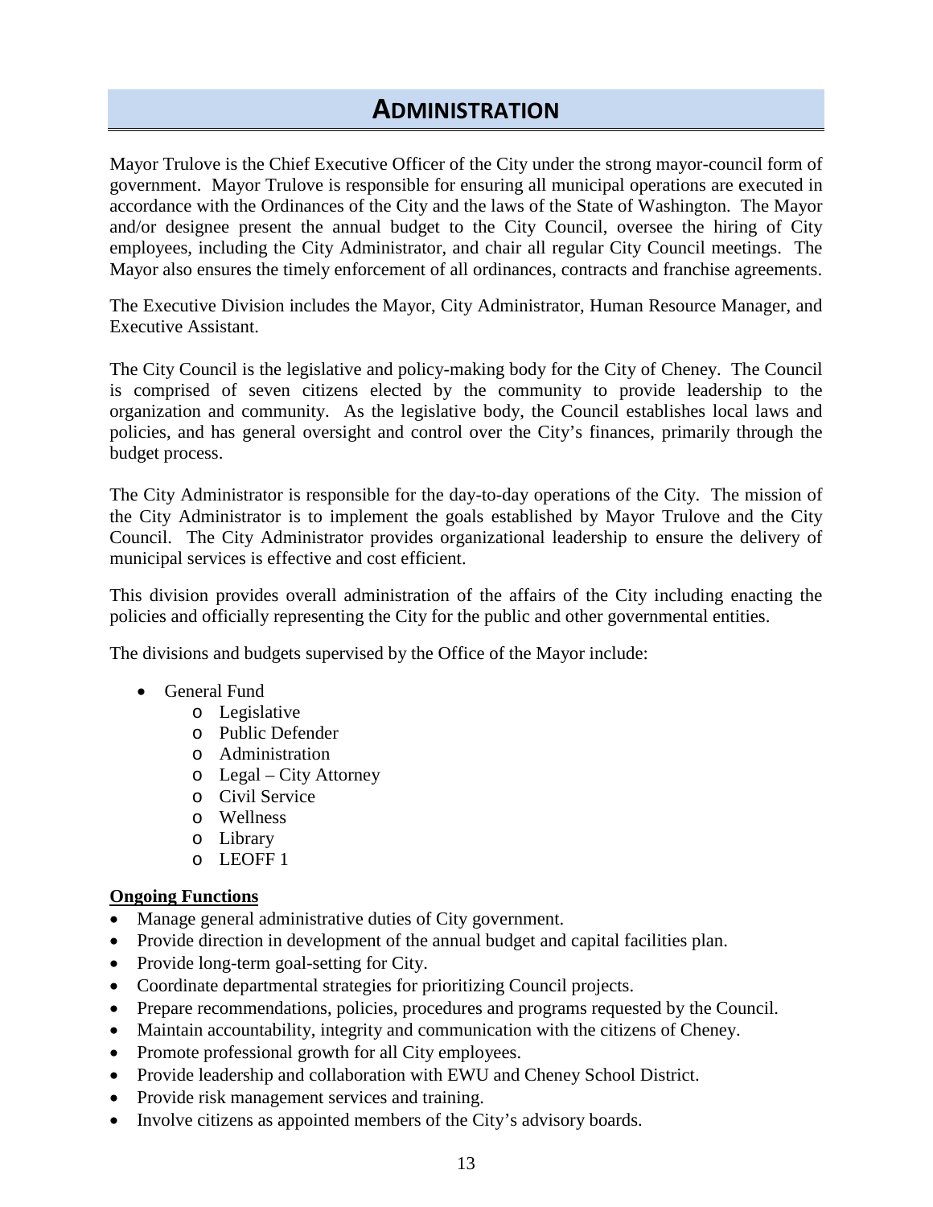# ADMINISTRATION

Mayor Trulove is the Chief Executive Officer of the City under the strong mayor-council form of government. Mayor Trulove is responsible for ensuring all municipal operations are executed in accordance with the Ordinances of the City and the laws of the State of Washington. The Mayor and/or designee present the annual budget to the City Council, oversee the hiring of City employees, including the City Administrator, and chair all regular City Council meetings. The Mayor also ensures the timely enforcement of all ordinances, contracts and franchise agreements.

The Executive Division includes the Mayor, City Administrator, Human Resource Manager, and Executive Assistant.

The City Council is the legislative and policy-making body for the City of Cheney. The Council is comprised of seven citizens elected by the community to provide leadership to the organization and community. As the legislative body, the Council establishes local laws and policies, and has general oversight and control over the City's finances, primarily through the budget process.

The City Administrator is responsible for the day-to-day operations of the City. The mission of the City Administrator is to implement the goals established by Mayor Trulove and the City Council. The City Administrator provides organizational leadership to ensure the delivery of municipal services is effective and cost efficient.

This division provides overall administration of the affairs of the City including enacting the policies and officially representing the City for the public and other governmental entities.

The divisions and budgets supervised by the Office of the Mayor include:

- General Fund
  - Legislative
  - Public Defender
  - Administration
  - Legal – City Attorney
  - Civil Service
  - Wellness
  - Library
  - LEOFF 1

**Ongoing Functions**

- Manage general administrative duties of City government.
- Provide direction in development of the annual budget and capital facilities plan.
- Provide long-term goal-setting for City.
- Coordinate departmental strategies for prioritizing Council projects.
- Prepare recommendations, policies, procedures and programs requested by the Council.
- Maintain accountability, integrity and communication with the citizens of Cheney.
- Promote professional growth for all City employees.
- Provide leadership and collaboration with EWU and Cheney School District.
- Provide risk management services and training.
- Involve citizens as appointed members of the City's advisory boards.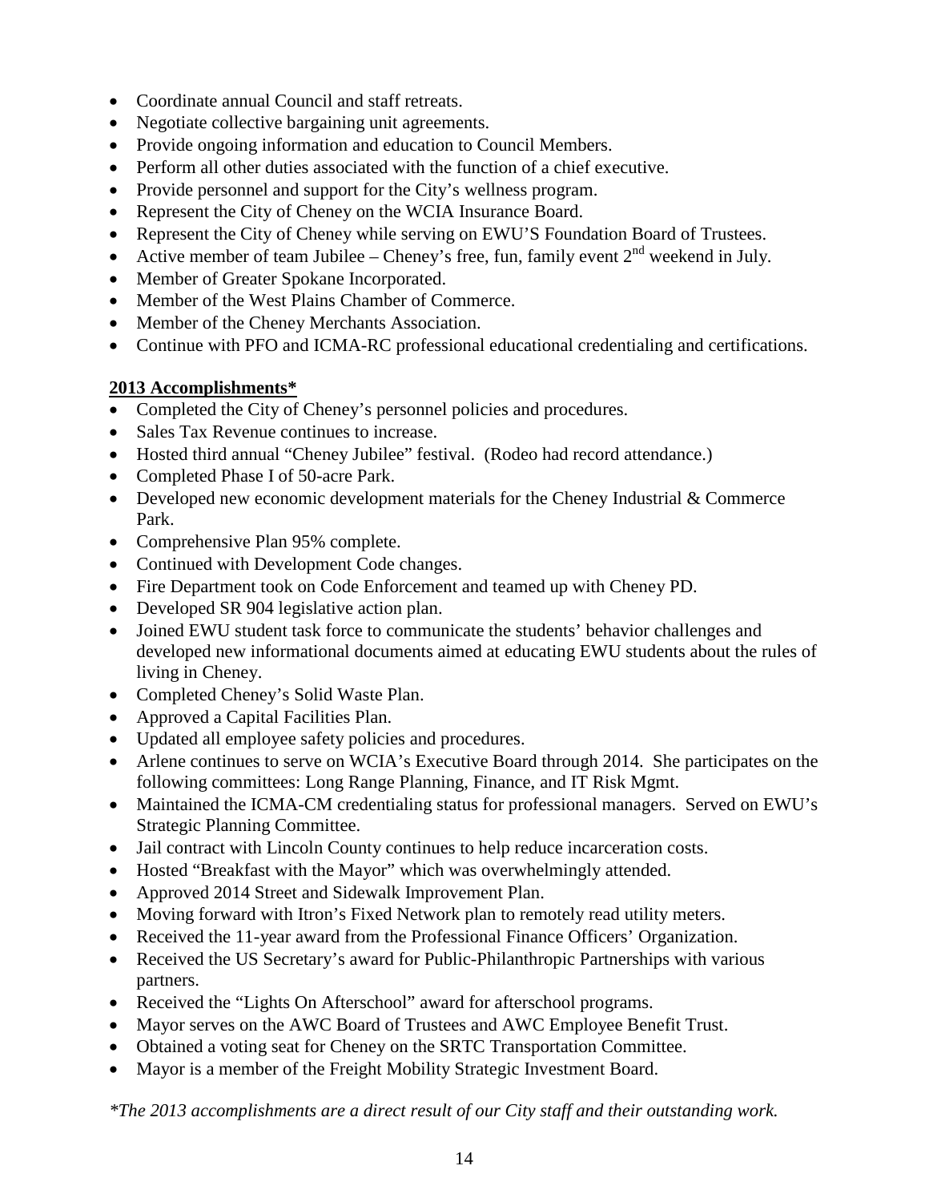- Coordinate annual Council and staff retreats.
- Negotiate collective bargaining unit agreements.
- Provide ongoing information and education to Council Members.
- Perform all other duties associated with the function of a chief executive.
- Provide personnel and support for the City's wellness program.
- Represent the City of Cheney on the WCIA Insurance Board.
- Represent the City of Cheney while serving on EWU'S Foundation Board of Trustees.
- Active member of team Jubilee – Cheney's free, fun, family event 2nd weekend in July.
- Member of Greater Spokane Incorporated.
- Member of the West Plains Chamber of Commerce.
- Member of the Cheney Merchants Association.
- Continue with PFO and ICMA-RC professional educational credentialing and certifications.

**2013 Accomplishments***

- Completed the City of Cheney's personnel policies and procedures.
- Sales Tax Revenue continues to increase.
- Hosted third annual "Cheney Jubilee" festival. (Rodeo had record attendance.)
- Completed Phase I of 50-acre Park.
- Developed new economic development materials for the Cheney Industrial & Commerce Park.
- Comprehensive Plan 95% complete.
- Continued with Development Code changes.
- Fire Department took on Code Enforcement and teamed up with Cheney PD.
- Developed SR 904 legislative action plan.
- Joined EWU student task force to communicate the students' behavior challenges and developed new informational documents aimed at educating EWU students about the rules of living in Cheney.
- Completed Cheney's Solid Waste Plan.
- Approved a Capital Facilities Plan.
- Updated all employee safety policies and procedures.
- Arlene continues to serve on WCIA's Executive Board through 2014. She participates on the following committees: Long Range Planning, Finance, and IT Risk Mgmt.
- Maintained the ICMA-CM credentialing status for professional managers. Served on EWU's Strategic Planning Committee.
- Jail contract with Lincoln County continues to help reduce incarceration costs.
- Hosted "Breakfast with the Mayor" which was overwhelmingly attended.
- Approved 2014 Street and Sidewalk Improvement Plan.
- Moving forward with Itron's Fixed Network plan to remotely read utility meters.
- Received the 11-year award from the Professional Finance Officers' Organization.
- Received the US Secretary's award for Public-Philanthropic Partnerships with various partners.
- Received the "Lights On Afterschool" award for afterschool programs.
- Mayor serves on the AWC Board of Trustees and AWC Employee Benefit Trust.
- Obtained a voting seat for Cheney on the SRTC Transportation Committee.
- Mayor is a member of the Freight Mobility Strategic Investment Board.

*\*The 2013 accomplishments are a direct result of our City staff and their outstanding work.*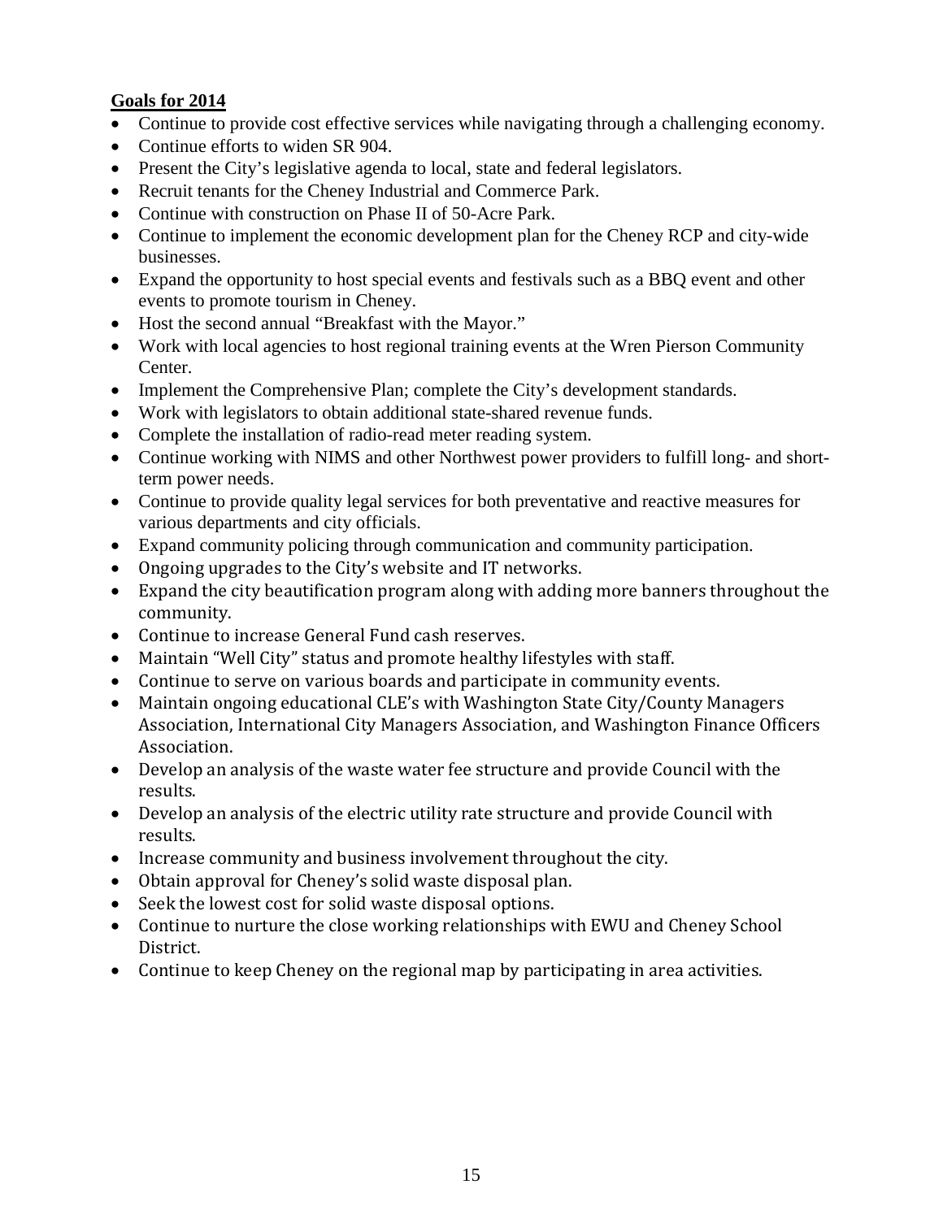**Goals for 2014**

- Continue to provide cost effective services while navigating through a challenging economy.
- Continue efforts to widen SR 904.
- Present the City's legislative agenda to local, state and federal legislators.
- Recruit tenants for the Cheney Industrial and Commerce Park.
- Continue with construction on Phase II of 50-Acre Park.
- Continue to implement the economic development plan for the Cheney RCP and city-wide businesses.
- Expand the opportunity to host special events and festivals such as a BBQ event and other events to promote tourism in Cheney.
- Host the second annual "Breakfast with the Mayor."
- Work with local agencies to host regional training events at the Wren Pierson Community Center.
- Implement the Comprehensive Plan; complete the City's development standards.
- Work with legislators to obtain additional state-shared revenue funds.
- Complete the installation of radio-read meter reading system.
- Continue working with NIMS and other Northwest power providers to fulfill long- and short-term power needs.
- Continue to provide quality legal services for both preventative and reactive measures for various departments and city officials.
- Expand community policing through communication and community participation.
- Ongoing upgrades to the City's website and IT networks.
- Expand the city beautification program along with adding more banners throughout the community.
- Continue to increase General Fund cash reserves.
- Maintain "Well City" status and promote healthy lifestyles with staff.
- Continue to serve on various boards and participate in community events.
- Maintain ongoing educational CLE's with Washington State City/County Managers Association, International City Managers Association, and Washington Finance Officers Association.
- Develop an analysis of the waste water fee structure and provide Council with the results.
- Develop an analysis of the electric utility rate structure and provide Council with results.
- Increase community and business involvement throughout the city.
- Obtain approval for Cheney's solid waste disposal plan.
- Seek the lowest cost for solid waste disposal options.
- Continue to nurture the close working relationships with EWU and Cheney School District.
- Continue to keep Cheney on the regional map by participating in area activities.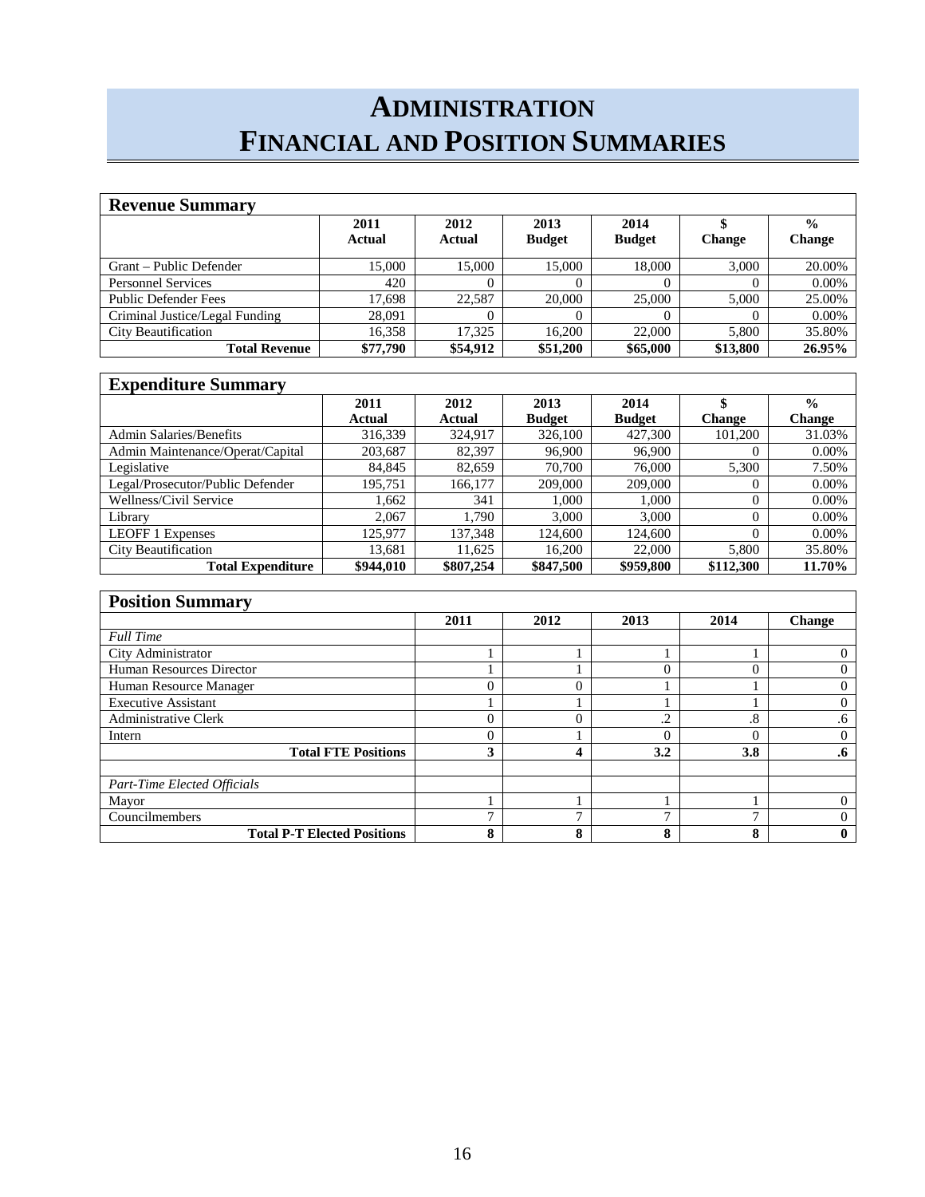# ADMINISTRATION FINANCIAL AND POSITION SUMMARIES

## Revenue Summary

| | 2011 Actual | 2012 Actual | 2013 Budget | 2014 Budget | $ Change | % Change |
|---|---|---|---|---|---|---|
| Grant – Public Defender | 15,000 | 15,000 | 15,000 | 18,000 | 3,000 | 20.00% |
| Personnel Services | 420 | 0 | 0 | 0 | 0 | 0.00% |
| Public Defender Fees | 17,698 | 22,587 | 20,000 | 25,000 | 5,000 | 25.00% |
| Criminal Justice/Legal Funding | 28,091 | 0 | 0 | 0 | 0 | 0.00% |
| City Beautification | 16,358 | 17,325 | 16,200 | 22,000 | 5,800 | 35.80% |
| **Total Revenue** | **$77,790** | **$54,912** | **$51,200** | **$65,000** | **$13,800** | **26.95%** |

## Expenditure Summary

| | 2011 Actual | 2012 Actual | 2013 Budget | 2014 Budget | $ Change | % Change |
|---|---|---|---|---|---|---|
| Admin Salaries/Benefits | 316,339 | 324,917 | 326,100 | 427,300 | 101,200 | 31.03% |
| Admin Maintenance/Operat/Capital | 203,687 | 82,397 | 96,900 | 96,900 | 0 | 0.00% |
| Legislative | 84,845 | 82,659 | 70,700 | 76,000 | 5,300 | 7.50% |
| Legal/Prosecutor/Public Defender | 195,751 | 166,177 | 209,000 | 209,000 | 0 | 0.00% |
| Wellness/Civil Service | 1,662 | 341 | 1,000 | 1,000 | 0 | 0.00% |
| Library | 2,067 | 1,790 | 3,000 | 3,000 | 0 | 0.00% |
| LEOFF 1 Expenses | 125,977 | 137,348 | 124,600 | 124,600 | 0 | 0.00% |
| City Beautification | 13,681 | 11,625 | 16,200 | 22,000 | 5,800 | 35.80% |
| **Total Expenditure** | **$944,010** | **$807,254** | **$847,500** | **$959,800** | **$112,300** | **11.70%** |

## Position Summary

| | 2011 | 2012 | 2013 | 2014 | Change |
|---|---|---|---|---|---|
| *Full Time* | | | | | |
| City Administrator | 1 | 1 | 1 | 1 | 0 |
| Human Resources Director | 1 | 1 | 0 | 0 | 0 |
| Human Resource Manager | 0 | 0 | 1 | 1 | 0 |
| Executive Assistant | 1 | 1 | 1 | 1 | 0 |
| Administrative Clerk | 0 | 0 | .2 | .8 | .6 |
| Intern | 0 | 1 | 0 | 0 | 0 |
| **Total FTE Positions** | **3** | **4** | **3.2** | **3.8** | **.6** |
| | | | | | |
| *Part-Time Elected Officials* | | | | | |
| Mayor | 1 | 1 | 1 | 1 | 0 |
| Councilmembers | 7 | 7 | 7 | 7 | 0 |
| **Total P-T Elected Positions** | **8** | **8** | **8** | **8** | **0** |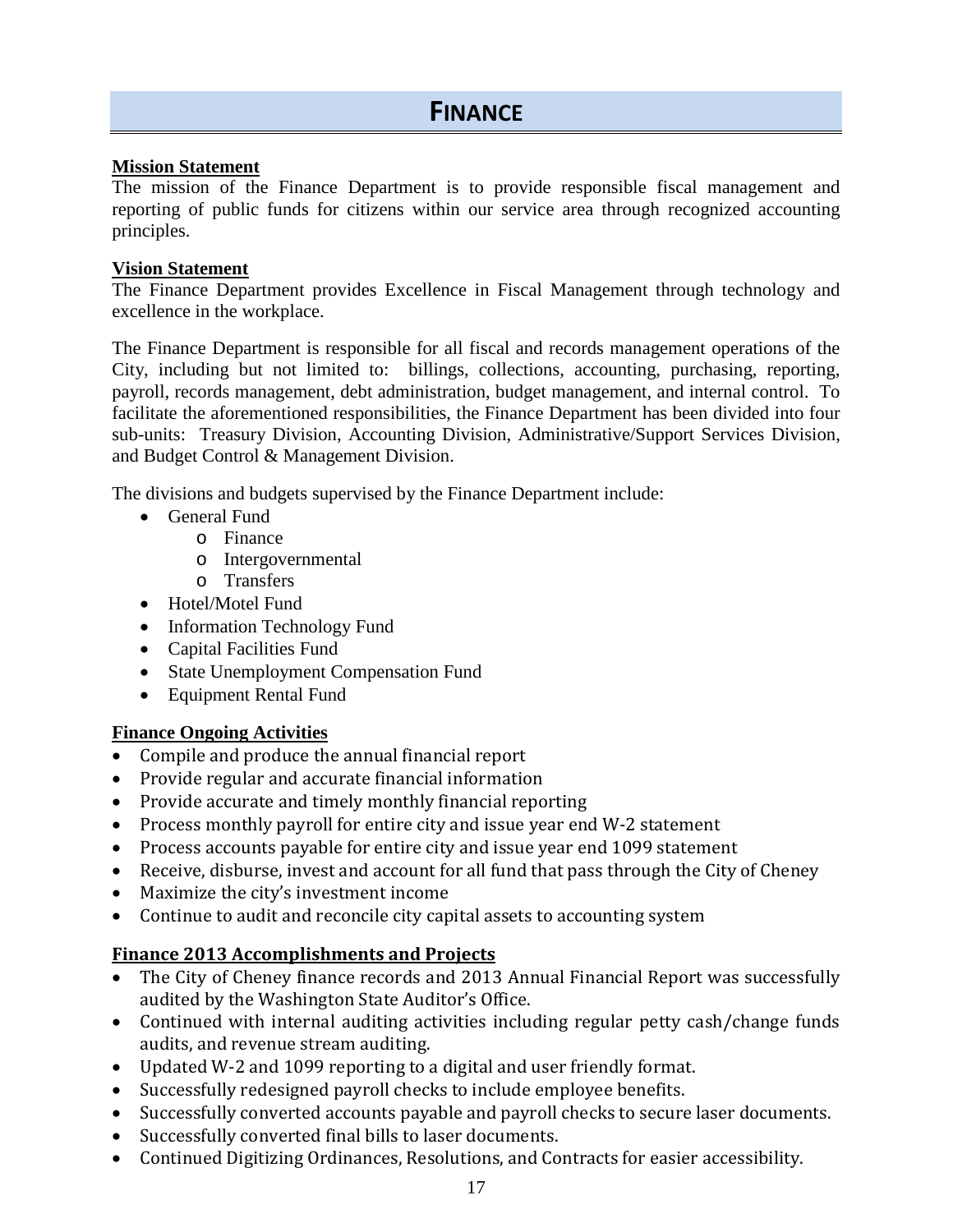# FINANCE

**Mission Statement**

The mission of the Finance Department is to provide responsible fiscal management and reporting of public funds for citizens within our service area through recognized accounting principles.

**Vision Statement**

The Finance Department provides Excellence in Fiscal Management through technology and excellence in the workplace.

The Finance Department is responsible for all fiscal and records management operations of the City, including but not limited to: billings, collections, accounting, purchasing, reporting, payroll, records management, debt administration, budget management, and internal control. To facilitate the aforementioned responsibilities, the Finance Department has been divided into four sub-units: Treasury Division, Accounting Division, Administrative/Support Services Division, and Budget Control & Management Division.

The divisions and budgets supervised by the Finance Department include:

- General Fund
  - Finance
  - Intergovernmental
  - Transfers
- Hotel/Motel Fund
- Information Technology Fund
- Capital Facilities Fund
- State Unemployment Compensation Fund
- Equipment Rental Fund

**Finance Ongoing Activities**

- Compile and produce the annual financial report
- Provide regular and accurate financial information
- Provide accurate and timely monthly financial reporting
- Process monthly payroll for entire city and issue year end W-2 statement
- Process accounts payable for entire city and issue year end 1099 statement
- Receive, disburse, invest and account for all fund that pass through the City of Cheney
- Maximize the city's investment income
- Continue to audit and reconcile city capital assets to accounting system

**Finance 2013 Accomplishments and Projects**

- The City of Cheney finance records and 2013 Annual Financial Report was successfully audited by the Washington State Auditor's Office.
- Continued with internal auditing activities including regular petty cash/change funds audits, and revenue stream auditing.
- Updated W-2 and 1099 reporting to a digital and user friendly format.
- Successfully redesigned payroll checks to include employee benefits.
- Successfully converted accounts payable and payroll checks to secure laser documents.
- Successfully converted final bills to laser documents.
- Continued Digitizing Ordinances, Resolutions, and Contracts for easier accessibility.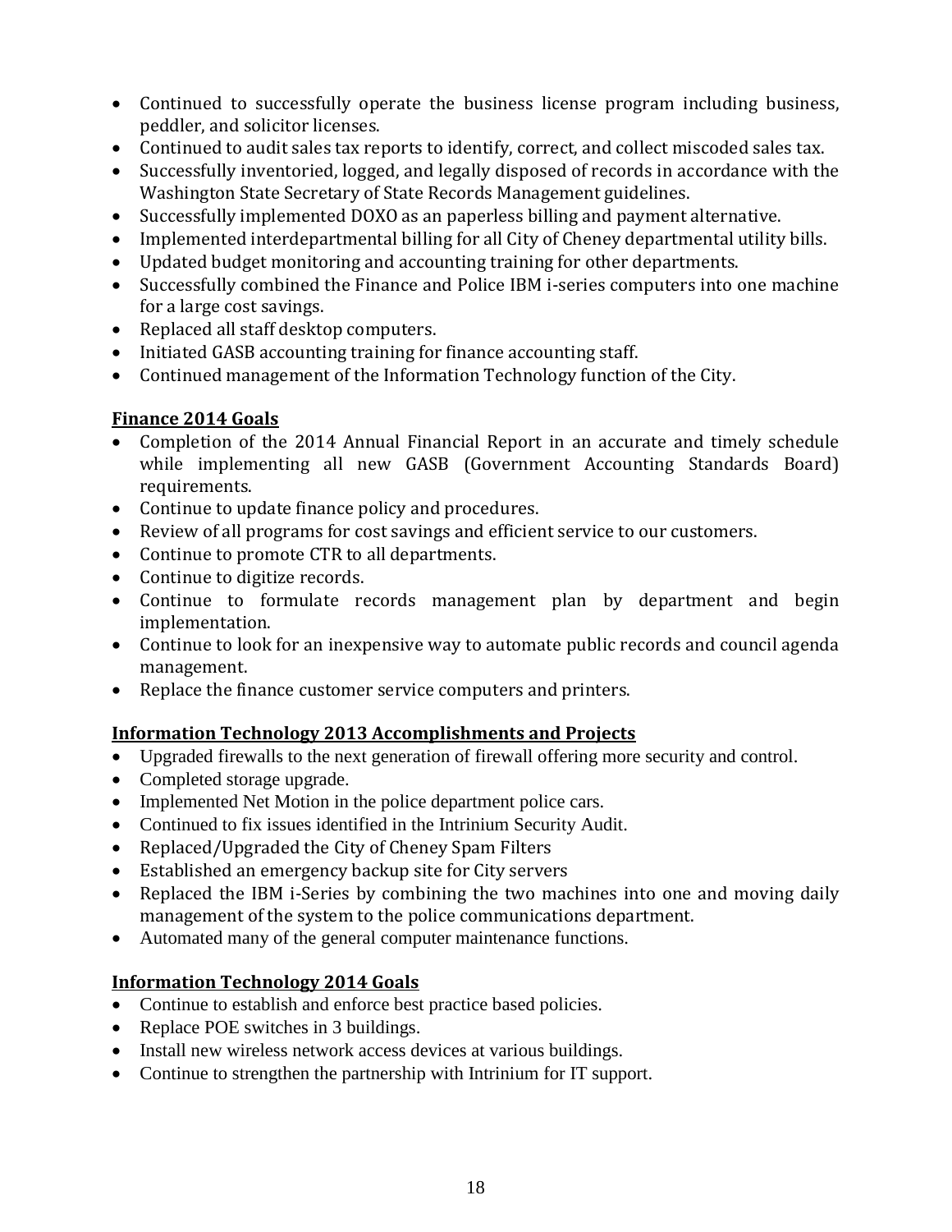- Continued to successfully operate the business license program including business, peddler, and solicitor licenses.
- Continued to audit sales tax reports to identify, correct, and collect miscoded sales tax.
- Successfully inventoried, logged, and legally disposed of records in accordance with the Washington State Secretary of State Records Management guidelines.
- Successfully implemented DOXO as an paperless billing and payment alternative.
- Implemented interdepartmental billing for all City of Cheney departmental utility bills.
- Updated budget monitoring and accounting training for other departments.
- Successfully combined the Finance and Police IBM i-series computers into one machine for a large cost savings.
- Replaced all staff desktop computers.
- Initiated GASB accounting training for finance accounting staff.
- Continued management of the Information Technology function of the City.

## Finance 2014 Goals

- Completion of the 2014 Annual Financial Report in an accurate and timely schedule while implementing all new GASB (Government Accounting Standards Board) requirements.
- Continue to update finance policy and procedures.
- Review of all programs for cost savings and efficient service to our customers.
- Continue to promote CTR to all departments.
- Continue to digitize records.
- Continue to formulate records management plan by department and begin implementation.
- Continue to look for an inexpensive way to automate public records and council agenda management.
- Replace the finance customer service computers and printers.

## Information Technology 2013 Accomplishments and Projects

- Upgraded firewalls to the next generation of firewall offering more security and control.
- Completed storage upgrade.
- Implemented Net Motion in the police department police cars.
- Continued to fix issues identified in the Intrinium Security Audit.
- Replaced/Upgraded the City of Cheney Spam Filters
- Established an emergency backup site for City servers
- Replaced the IBM i-Series by combining the two machines into one and moving daily management of the system to the police communications department.
- Automated many of the general computer maintenance functions.

## Information Technology 2014 Goals

- Continue to establish and enforce best practice based policies.
- Replace POE switches in 3 buildings.
- Install new wireless network access devices at various buildings.
- Continue to strengthen the partnership with Intrinium for IT support.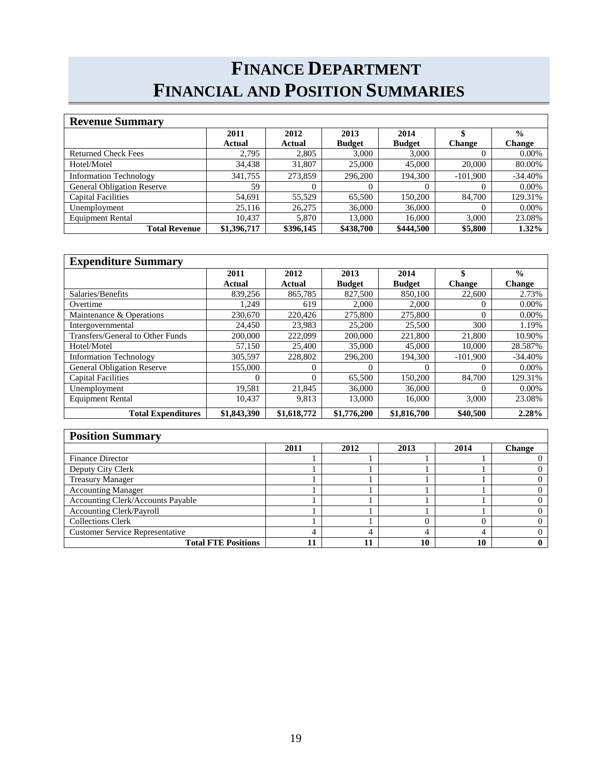# FINANCE DEPARTMENT
# FINANCIAL AND POSITION SUMMARIES

## Revenue Summary

| | 2011 Actual | 2012 Actual | 2013 Budget | 2014 Budget | $ Change | % Change |
|---|---|---|---|---|---|---|
| Returned Check Fees | 2,795 | 2,805 | 3,000 | 3,000 | 0 | 0.00% |
| Hotel/Motel | 34,438 | 31,807 | 25,000 | 45,000 | 20,000 | 80.00% |
| Information Technology | 341,755 | 273,859 | 296,200 | 194,300 | -101,900 | -34.40% |
| General Obligation Reserve | 59 | 0 | 0 | 0 | 0 | 0.00% |
| Capital Facilities | 54,691 | 55,529 | 65,500 | 150,200 | 84,700 | 129.31% |
| Unemployment | 25,116 | 26,275 | 36,000 | 36,000 | 0 | 0.00% |
| Equipment Rental | 10,437 | 5,870 | 13,000 | 16,000 | 3,000 | 23.08% |
| **Total Revenue** | **$1,396,717** | **$396,145** | **$438,700** | **$444,500** | **$5,800** | **1.32%** |

## Expenditure Summary

| | 2011 Actual | 2012 Actual | 2013 Budget | 2014 Budget | $ Change | % Change |
|---|---|---|---|---|---|---|
| Salaries/Benefits | 839,256 | 865,785 | 827,500 | 850,100 | 22,600 | 2.73% |
| Overtime | 1,249 | 619 | 2,000 | 2,000 | 0 | 0.00% |
| Maintenance & Operations | 230,670 | 220,426 | 275,800 | 275,800 | 0 | 0.00% |
| Intergovernmental | 24,450 | 23,983 | 25,200 | 25,500 | 300 | 1.19% |
| Transfers/General to Other Funds | 200,000 | 222,099 | 200,000 | 221,800 | 21,800 | 10.90% |
| Hotel/Motel | 57,150 | 25,400 | 35,000 | 45,000 | 10,000 | 28.587% |
| Information Technology | 305,597 | 228,802 | 296,200 | 194,300 | -101,900 | -34.40% |
| General Obligation Reserve | 155,000 | 0 | 0 | 0 | 0 | 0.00% |
| Capital Facilities | 0 | 0 | 65,500 | 150,200 | 84,700 | 129.31% |
| Unemployment | 19,581 | 21,845 | 36,000 | 36,000 | 0 | 0.00% |
| Equipment Rental | 10,437 | 9,813 | 13,000 | 16,000 | 3,000 | 23.08% |
| **Total Expenditures** | **$1,843,390** | **$1,618,772** | **$1,776,200** | **$1,816,700** | **$40,500** | **2.28%** |

## Position Summary

| | 2011 | 2012 | 2013 | 2014 | Change |
|---|---|---|---|---|---|
| Finance Director | 1 | 1 | 1 | 1 | 0 |
| Deputy City Clerk | 1 | 1 | 1 | 1 | 0 |
| Treasury Manager | 1 | 1 | 1 | 1 | 0 |
| Accounting Manager | 1 | 1 | 1 | 1 | 0 |
| Accounting Clerk/Accounts Payable | 1 | 1 | 1 | 1 | 0 |
| Accounting Clerk/Payroll | 1 | 1 | 1 | 1 | 0 |
| Collections Clerk | 1 | 1 | 0 | 0 | 0 |
| Customer Service Representative | 4 | 4 | 4 | 4 | 0 |
| **Total FTE Positions** | **11** | **11** | **10** | **10** | **0** |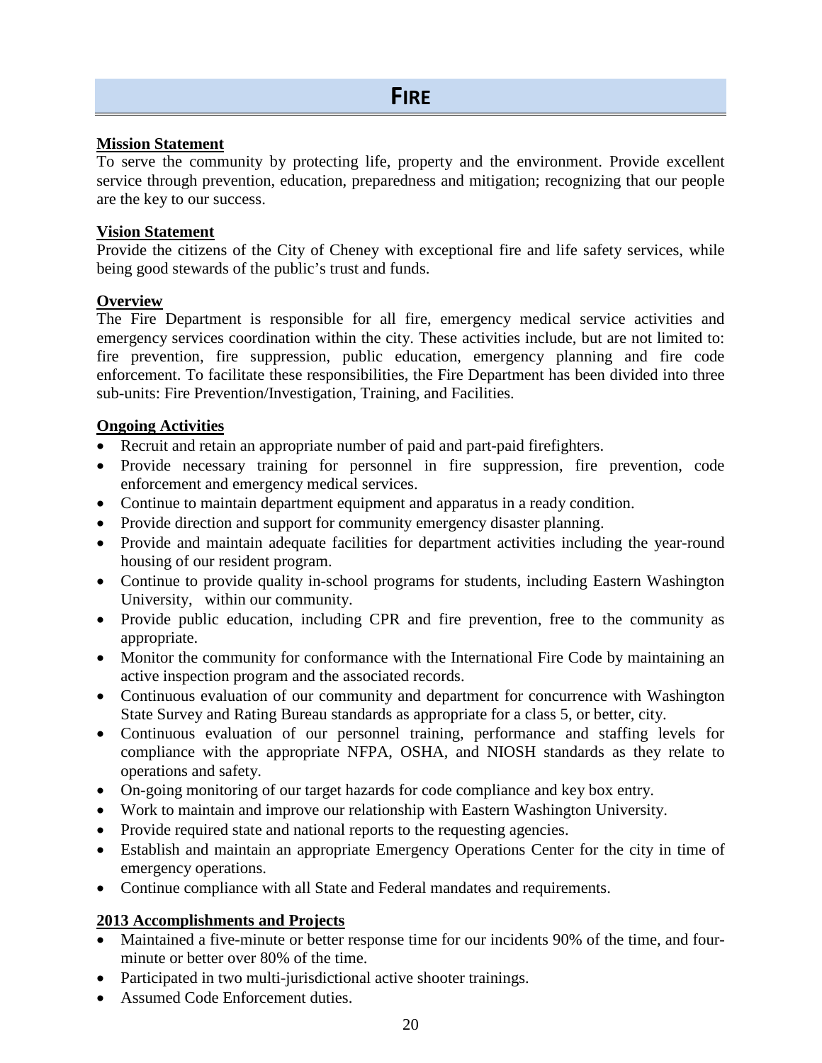# FIRE

**Mission Statement**

To serve the community by protecting life, property and the environment. Provide excellent service through prevention, education, preparedness and mitigation; recognizing that our people are the key to our success.

**Vision Statement**

Provide the citizens of the City of Cheney with exceptional fire and life safety services, while being good stewards of the public's trust and funds.

**Overview**

The Fire Department is responsible for all fire, emergency medical service activities and emergency services coordination within the city. These activities include, but are not limited to: fire prevention, fire suppression, public education, emergency planning and fire code enforcement. To facilitate these responsibilities, the Fire Department has been divided into three sub-units: Fire Prevention/Investigation, Training, and Facilities.

**Ongoing Activities**

- Recruit and retain an appropriate number of paid and part-paid firefighters.
- Provide necessary training for personnel in fire suppression, fire prevention, code enforcement and emergency medical services.
- Continue to maintain department equipment and apparatus in a ready condition.
- Provide direction and support for community emergency disaster planning.
- Provide and maintain adequate facilities for department activities including the year-round housing of our resident program.
- Continue to provide quality in-school programs for students, including Eastern Washington University, within our community.
- Provide public education, including CPR and fire prevention, free to the community as appropriate.
- Monitor the community for conformance with the International Fire Code by maintaining an active inspection program and the associated records.
- Continuous evaluation of our community and department for concurrence with Washington State Survey and Rating Bureau standards as appropriate for a class 5, or better, city.
- Continuous evaluation of our personnel training, performance and staffing levels for compliance with the appropriate NFPA, OSHA, and NIOSH standards as they relate to operations and safety.
- On-going monitoring of our target hazards for code compliance and key box entry.
- Work to maintain and improve our relationship with Eastern Washington University.
- Provide required state and national reports to the requesting agencies.
- Establish and maintain an appropriate Emergency Operations Center for the city in time of emergency operations.
- Continue compliance with all State and Federal mandates and requirements.

**2013 Accomplishments and Projects**

- Maintained a five-minute or better response time for our incidents 90% of the time, and four-minute or better over 80% of the time.
- Participated in two multi-jurisdictional active shooter trainings.
- Assumed Code Enforcement duties.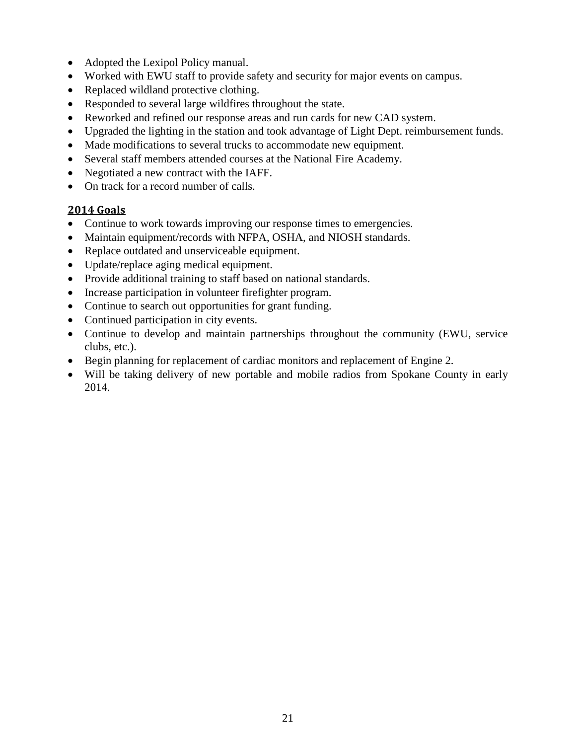- Adopted the Lexipol Policy manual.
- Worked with EWU staff to provide safety and security for major events on campus.
- Replaced wildland protective clothing.
- Responded to several large wildfires throughout the state.
- Reworked and refined our response areas and run cards for new CAD system.
- Upgraded the lighting in the station and took advantage of Light Dept. reimbursement funds.
- Made modifications to several trucks to accommodate new equipment.
- Several staff members attended courses at the National Fire Academy.
- Negotiated a new contract with the IAFF.
- On track for a record number of calls.

## 2014 Goals

- Continue to work towards improving our response times to emergencies.
- Maintain equipment/records with NFPA, OSHA, and NIOSH standards.
- Replace outdated and unserviceable equipment.
- Update/replace aging medical equipment.
- Provide additional training to staff based on national standards.
- Increase participation in volunteer firefighter program.
- Continue to search out opportunities for grant funding.
- Continued participation in city events.
- Continue to develop and maintain partnerships throughout the community (EWU, service clubs, etc.).
- Begin planning for replacement of cardiac monitors and replacement of Engine 2.
- Will be taking delivery of new portable and mobile radios from Spokane County in early 2014.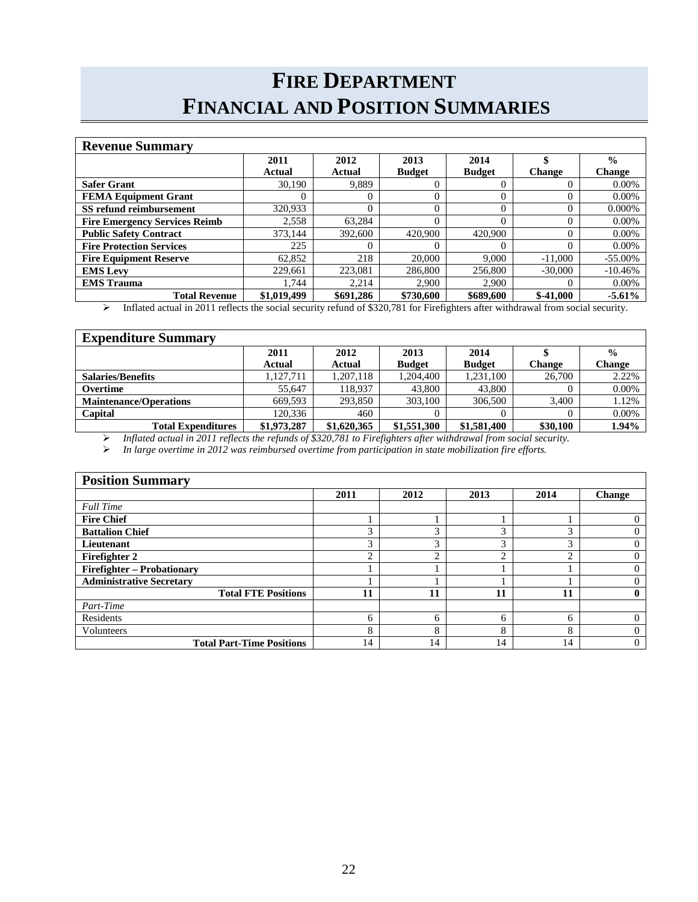# FIRE DEPARTMENT
# FINANCIAL AND POSITION SUMMARIES

| Revenue Summary | | | | | | |
|---|---|---|---|---|---|---|
| | 2011 Actual | 2012 Actual | 2013 Budget | 2014 Budget | $ Change | % Change |
| **Safer Grant** | 30,190 | 9,889 | 0 | 0 | 0 | 0.00% |
| **FEMA Equipment Grant** | 0 | 0 | 0 | 0 | 0 | 0.00% |
| **SS refund reimbursement** | 320,933 | 0 | 0 | 0 | 0 | 0.000% |
| **Fire Emergency Services Reimb** | 2,558 | 63,284 | 0 | 0 | 0 | 0.00% |
| **Public Safety Contract** | 373,144 | 392,600 | 420,900 | 420,900 | 0 | 0.00% |
| **Fire Protection Services** | 225 | 0 | 0 | 0 | 0 | 0.00% |
| **Fire Equipment Reserve** | 62,852 | 218 | 20,000 | 9,000 | -11,000 | -55.00% |
| **EMS Levy** | 229,661 | 223,081 | 286,800 | 256,800 | -30,000 | -10.46% |
| **EMS Trauma** | 1,744 | 2,214 | 2,900 | 2,900 | 0 | 0.00% |
| **Total Revenue** | **$1,019,499** | **$691,286** | **$730,600** | **$689,600** | **$-41,000** | **-5.61%** |

- Inflated actual in 2011 reflects the social security refund of $320,781 for Firefighters after withdrawal from social security.

| Expenditure Summary | | | | | | |
|---|---|---|---|---|---|---|
| | 2011 Actual | 2012 Actual | 2013 Budget | 2014 Budget | $ Change | % Change |
| **Salaries/Benefits** | 1,127,711 | 1,207,118 | 1,204,400 | 1,231,100 | 26,700 | 2.22% |
| **Overtime** | 55,647 | 118,937 | 43,800 | 43,800 | 0 | 0.00% |
| **Maintenance/Operations** | 669,593 | 293,850 | 303,100 | 306,500 | 3,400 | 1.12% |
| **Capital** | 120,336 | 460 | 0 | 0 | 0 | 0.00% |
| **Total Expenditures** | **$1,973,287** | **$1,620,365** | **$1,551,300** | **$1,581,400** | **$30,100** | **1.94%** |

- *Inflated actual in 2011 reflects the refunds of $320,781 to Firefighters after withdrawal from social security.*
- *In large overtime in 2012 was reimbursed overtime from participation in state mobilization fire efforts.*

| Position Summary | | | | | |
|---|---|---|---|---|---|
| | 2011 | 2012 | 2013 | 2014 | Change |
| *Full Time* | | | | | |
| **Fire Chief** | 1 | 1 | 1 | 1 | 0 |
| **Battalion Chief** | 3 | 3 | 3 | 3 | 0 |
| **Lieutenant** | 3 | 3 | 3 | 3 | 0 |
| **Firefighter 2** | 2 | 2 | 2 | 2 | 0 |
| **Firefighter – Probationary** | 1 | 1 | 1 | 1 | 0 |
| **Administrative Secretary** | 1 | 1 | 1 | 1 | 0 |
| **Total FTE Positions** | **11** | **11** | **11** | **11** | **0** |
| *Part-Time* | | | | | |
| Residents | 6 | 6 | 6 | 6 | 0 |
| Volunteers | 8 | 8 | 8 | 8 | 0 |
| **Total Part-Time Positions** | 14 | 14 | 14 | 14 | 0 |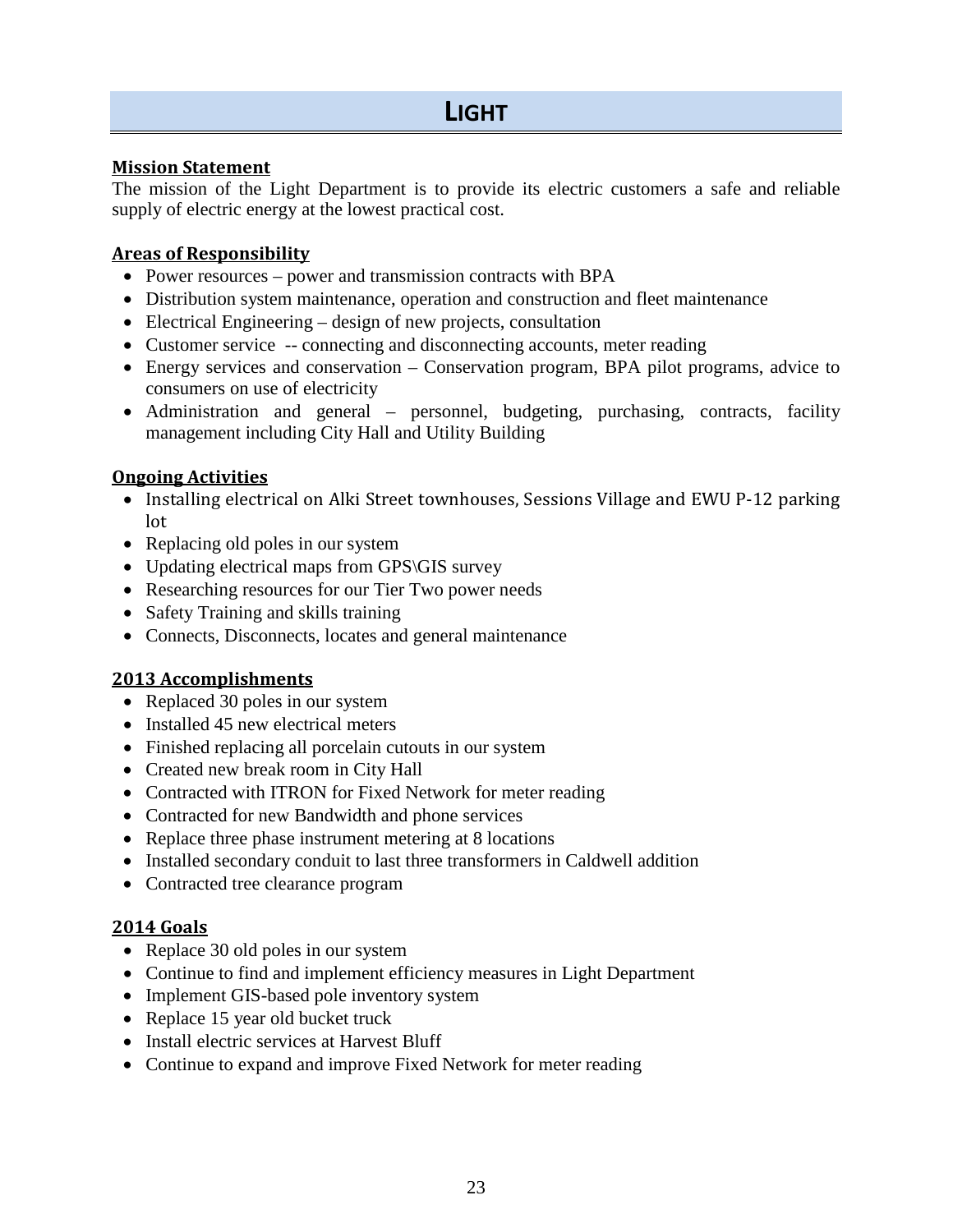# LIGHT

## Mission Statement

The mission of the Light Department is to provide its electric customers a safe and reliable supply of electric energy at the lowest practical cost.

## Areas of Responsibility

- Power resources – power and transmission contracts with BPA
- Distribution system maintenance, operation and construction and fleet maintenance
- Electrical Engineering – design of new projects, consultation
- Customer service -- connecting and disconnecting accounts, meter reading
- Energy services and conservation – Conservation program, BPA pilot programs, advice to consumers on use of electricity
- Administration and general – personnel, budgeting, purchasing, contracts, facility management including City Hall and Utility Building

## Ongoing Activities

- Installing electrical on Alki Street townhouses, Sessions Village and EWU P-12 parking lot
- Replacing old poles in our system
- Updating electrical maps from GPS\GIS survey
- Researching resources for our Tier Two power needs
- Safety Training and skills training
- Connects, Disconnects, locates and general maintenance

## 2013 Accomplishments

- Replaced 30 poles in our system
- Installed 45 new electrical meters
- Finished replacing all porcelain cutouts in our system
- Created new break room in City Hall
- Contracted with ITRON for Fixed Network for meter reading
- Contracted for new Bandwidth and phone services
- Replace three phase instrument metering at 8 locations
- Installed secondary conduit to last three transformers in Caldwell addition
- Contracted tree clearance program

## 2014 Goals

- Replace 30 old poles in our system
- Continue to find and implement efficiency measures in Light Department
- Implement GIS-based pole inventory system
- Replace 15 year old bucket truck
- Install electric services at Harvest Bluff
- Continue to expand and improve Fixed Network for meter reading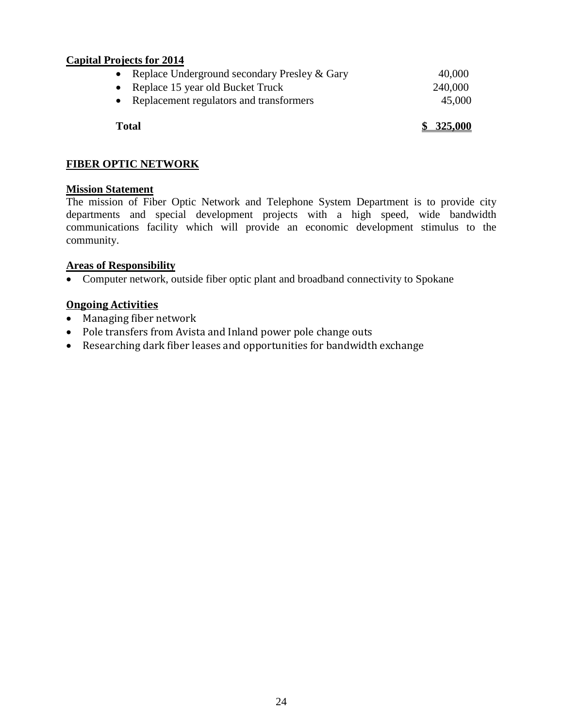**Capital Projects for 2014**

| | |
|---|---|
| • Replace Underground secondary Presley & Gary | 40,000 |
| • Replace 15 year old Bucket Truck | 240,000 |
| • Replacement regulators and transformers | 45,000 |
| **Total** | **$ 325,000** |

## FIBER OPTIC NETWORK

**Mission Statement**

The mission of Fiber Optic Network and Telephone System Department is to provide city departments and special development projects with a high speed, wide bandwidth communications facility which will provide an economic development stimulus to the community.

**Areas of Responsibility**

- Computer network, outside fiber optic plant and broadband connectivity to Spokane

**Ongoing Activities**

- Managing fiber network
- Pole transfers from Avista and Inland power pole change outs
- Researching dark fiber leases and opportunities for bandwidth exchange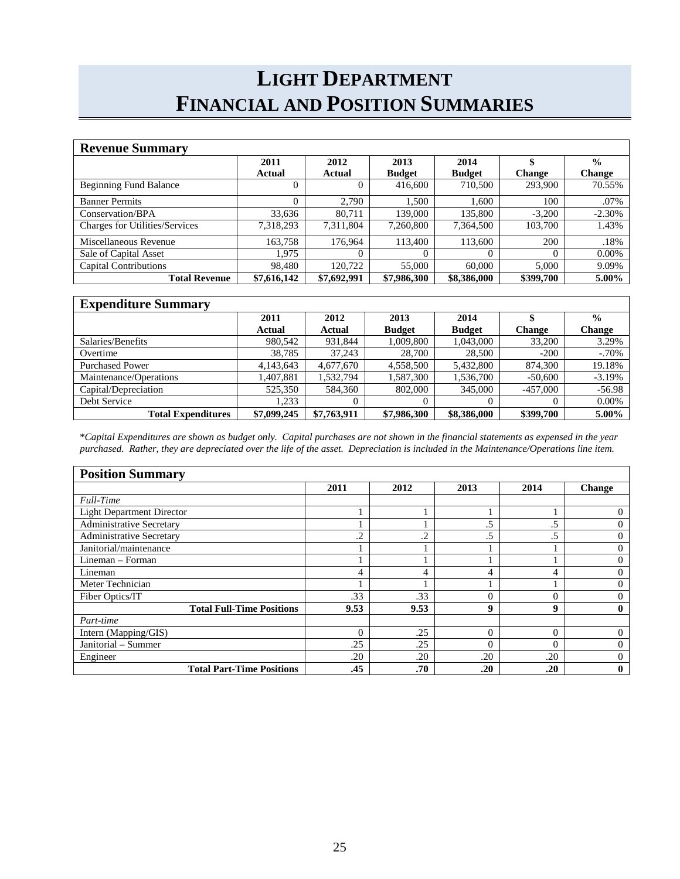# LIGHT DEPARTMENT
# FINANCIAL AND POSITION SUMMARIES

## Revenue Summary

| | 2011 Actual | 2012 Actual | 2013 Budget | 2014 Budget | $ Change | % Change |
|---|---|---|---|---|---|---|
| Beginning Fund Balance | 0 | 0 | 416,600 | 710,500 | 293,900 | 70.55% |
| Banner Permits | 0 | 2,790 | 1,500 | 1,600 | 100 | .07% |
| Conservation/BPA | 33,636 | 80,711 | 139,000 | 135,800 | -3,200 | -2.30% |
| Charges for Utilities/Services | 7,318,293 | 7,311,804 | 7,260,800 | 7,364,500 | 103,700 | 1.43% |
| Miscellaneous Revenue | 163,758 | 176,964 | 113,400 | 113,600 | 200 | .18% |
| Sale of Capital Asset | 1,975 | 0 | 0 | 0 | 0 | 0.00% |
| Capital Contributions | 98,480 | 120,722 | 55,000 | 60,000 | 5,000 | 9.09% |
| **Total Revenue** | **$7,616,142** | **$7,692,991** | **$7,986,300** | **$8,386,000** | **$399,700** | **5.00%** |

## Expenditure Summary

| | 2011 Actual | 2012 Actual | 2013 Budget | 2014 Budget | $ Change | % Change |
|---|---|---|---|---|---|---|
| Salaries/Benefits | 980,542 | 931,844 | 1,009,800 | 1,043,000 | 33,200 | 3.29% |
| Overtime | 38,785 | 37,243 | 28,700 | 28,500 | -200 | -.70% |
| Purchased Power | 4,143,643 | 4,677,670 | 4,558,500 | 5,432,800 | 874,300 | 19.18% |
| Maintenance/Operations | 1,407,881 | 1,532,794 | 1,587,300 | 1,536,700 | -50,600 | -3.19% |
| Capital/Depreciation | 525,350 | 584,360 | 802,000 | 345,000 | -457,000 | -56.98 |
| Debt Service | 1,233 | 0 | 0 | 0 | 0 | 0.00% |
| **Total Expenditures** | **$7,099,245** | **$7,763,911** | **$7,986,300** | **$8,386,000** | **$399,700** | **5.00%** |

*\*Capital Expenditures are shown as budget only. Capital purchases are not shown in the financial statements as expensed in the year purchased. Rather, they are depreciated over the life of the asset. Depreciation is included in the Maintenance/Operations line item.*

## Position Summary

| | 2011 | 2012 | 2013 | 2014 | Change |
|---|---|---|---|---|---|
| *Full-Time* | | | | | |
| Light Department Director | 1 | 1 | 1 | 1 | 0 |
| Administrative Secretary | 1 | 1 | .5 | .5 | 0 |
| Administrative Secretary | .2 | .2 | .5 | .5 | 0 |
| Janitorial/maintenance | 1 | 1 | 1 | 1 | 0 |
| Lineman – Forman | 1 | 1 | 1 | 1 | 0 |
| Lineman | 4 | 4 | 4 | 4 | 0 |
| Meter Technician | 1 | 1 | 1 | 1 | 0 |
| Fiber Optics/IT | .33 | .33 | 0 | 0 | 0 |
| **Total Full-Time Positions** | **9.53** | **9.53** | **9** | **9** | **0** |
| *Part-time* | | | | | |
| Intern (Mapping/GIS) | 0 | .25 | 0 | 0 | 0 |
| Janitorial – Summer | .25 | .25 | 0 | 0 | 0 |
| Engineer | .20 | .20 | .20 | .20 | 0 |
| **Total Part-Time Positions** | **.45** | **.70** | **.20** | **.20** | **0** |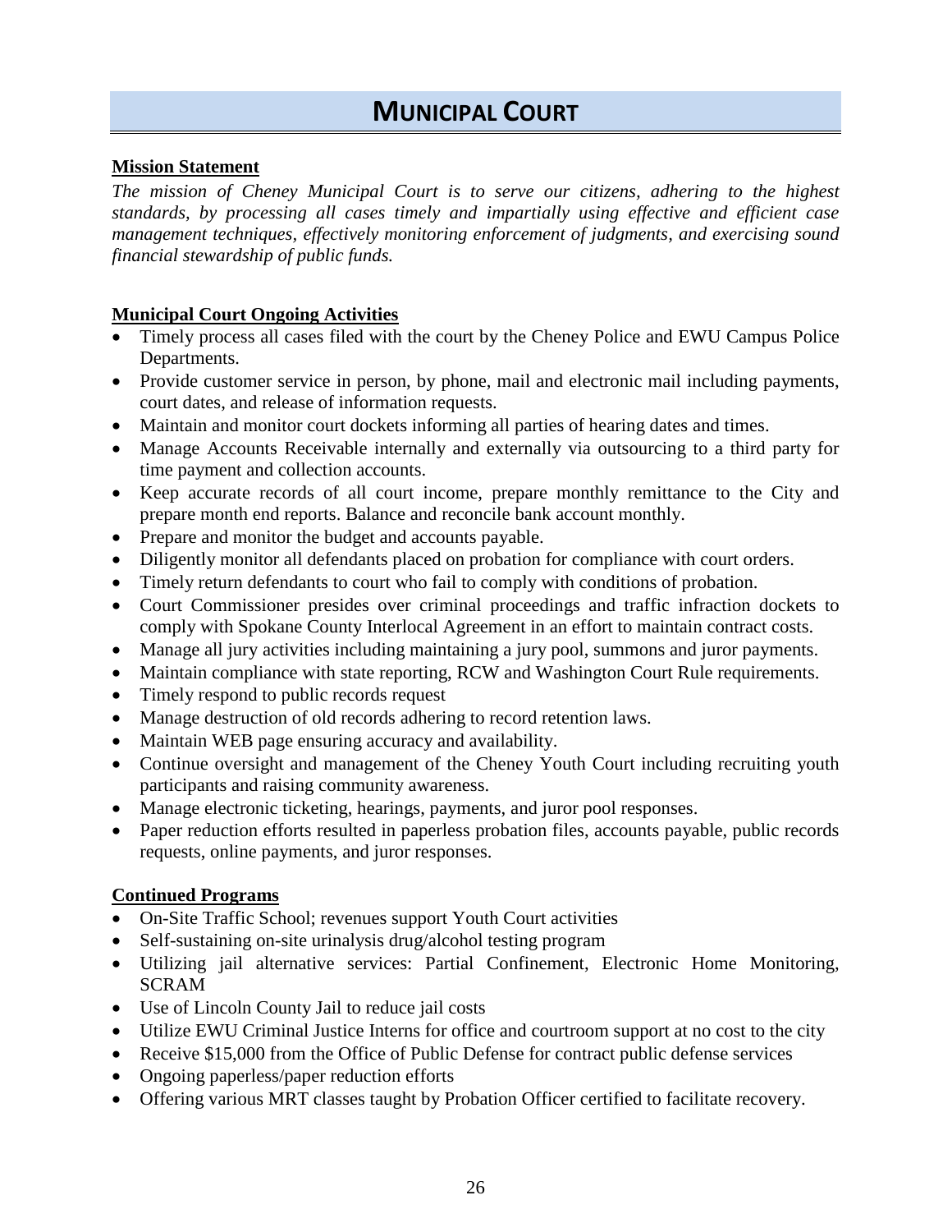# MUNICIPAL COURT

**Mission Statement**

*The mission of Cheney Municipal Court is to serve our citizens, adhering to the highest standards, by processing all cases timely and impartially using effective and efficient case management techniques, effectively monitoring enforcement of judgments, and exercising sound financial stewardship of public funds.*

**Municipal Court Ongoing Activities**

- Timely process all cases filed with the court by the Cheney Police and EWU Campus Police Departments.
- Provide customer service in person, by phone, mail and electronic mail including payments, court dates, and release of information requests.
- Maintain and monitor court dockets informing all parties of hearing dates and times.
- Manage Accounts Receivable internally and externally via outsourcing to a third party for time payment and collection accounts.
- Keep accurate records of all court income, prepare monthly remittance to the City and prepare month end reports. Balance and reconcile bank account monthly.
- Prepare and monitor the budget and accounts payable.
- Diligently monitor all defendants placed on probation for compliance with court orders.
- Timely return defendants to court who fail to comply with conditions of probation.
- Court Commissioner presides over criminal proceedings and traffic infraction dockets to comply with Spokane County Interlocal Agreement in an effort to maintain contract costs.
- Manage all jury activities including maintaining a jury pool, summons and juror payments.
- Maintain compliance with state reporting, RCW and Washington Court Rule requirements.
- Timely respond to public records request
- Manage destruction of old records adhering to record retention laws.
- Maintain WEB page ensuring accuracy and availability.
- Continue oversight and management of the Cheney Youth Court including recruiting youth participants and raising community awareness.
- Manage electronic ticketing, hearings, payments, and juror pool responses.
- Paper reduction efforts resulted in paperless probation files, accounts payable, public records requests, online payments, and juror responses.

**Continued Programs**

- On-Site Traffic School; revenues support Youth Court activities
- Self-sustaining on-site urinalysis drug/alcohol testing program
- Utilizing jail alternative services: Partial Confinement, Electronic Home Monitoring, SCRAM
- Use of Lincoln County Jail to reduce jail costs
- Utilize EWU Criminal Justice Interns for office and courtroom support at no cost to the city
- Receive $15,000 from the Office of Public Defense for contract public defense services
- Ongoing paperless/paper reduction efforts
- Offering various MRT classes taught by Probation Officer certified to facilitate recovery.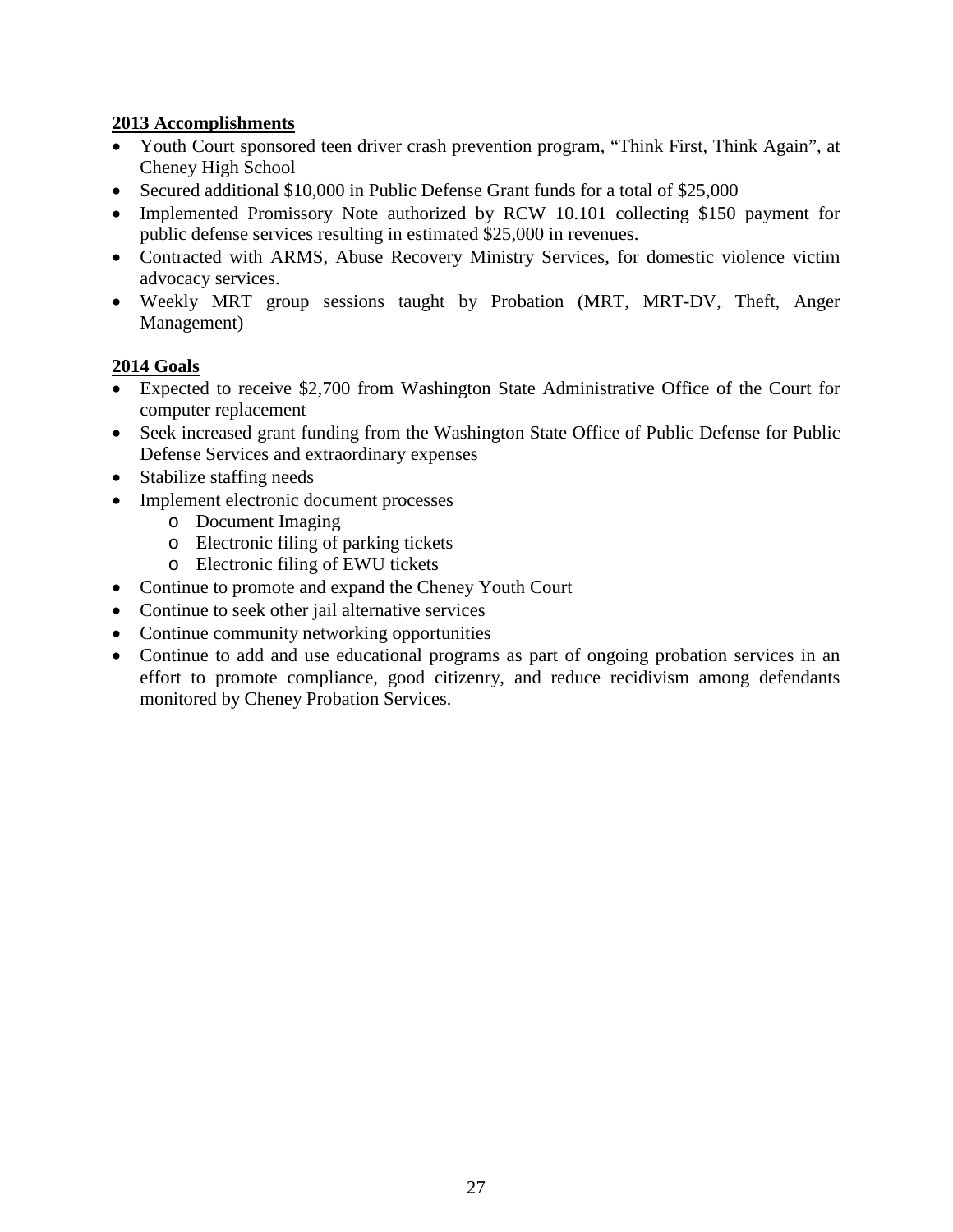**2013 Accomplishments**

- Youth Court sponsored teen driver crash prevention program, "Think First, Think Again", at Cheney High School
- Secured additional $10,000 in Public Defense Grant funds for a total of $25,000
- Implemented Promissory Note authorized by RCW 10.101 collecting $150 payment for public defense services resulting in estimated $25,000 in revenues.
- Contracted with ARMS, Abuse Recovery Ministry Services, for domestic violence victim advocacy services.
- Weekly MRT group sessions taught by Probation (MRT, MRT-DV, Theft, Anger Management)

**2014 Goals**

- Expected to receive $2,700 from Washington State Administrative Office of the Court for computer replacement
- Seek increased grant funding from the Washington State Office of Public Defense for Public Defense Services and extraordinary expenses
- Stabilize staffing needs
- Implement electronic document processes
  - Document Imaging
  - Electronic filing of parking tickets
  - Electronic filing of EWU tickets
- Continue to promote and expand the Cheney Youth Court
- Continue to seek other jail alternative services
- Continue community networking opportunities
- Continue to add and use educational programs as part of ongoing probation services in an effort to promote compliance, good citizenry, and reduce recidivism among defendants monitored by Cheney Probation Services.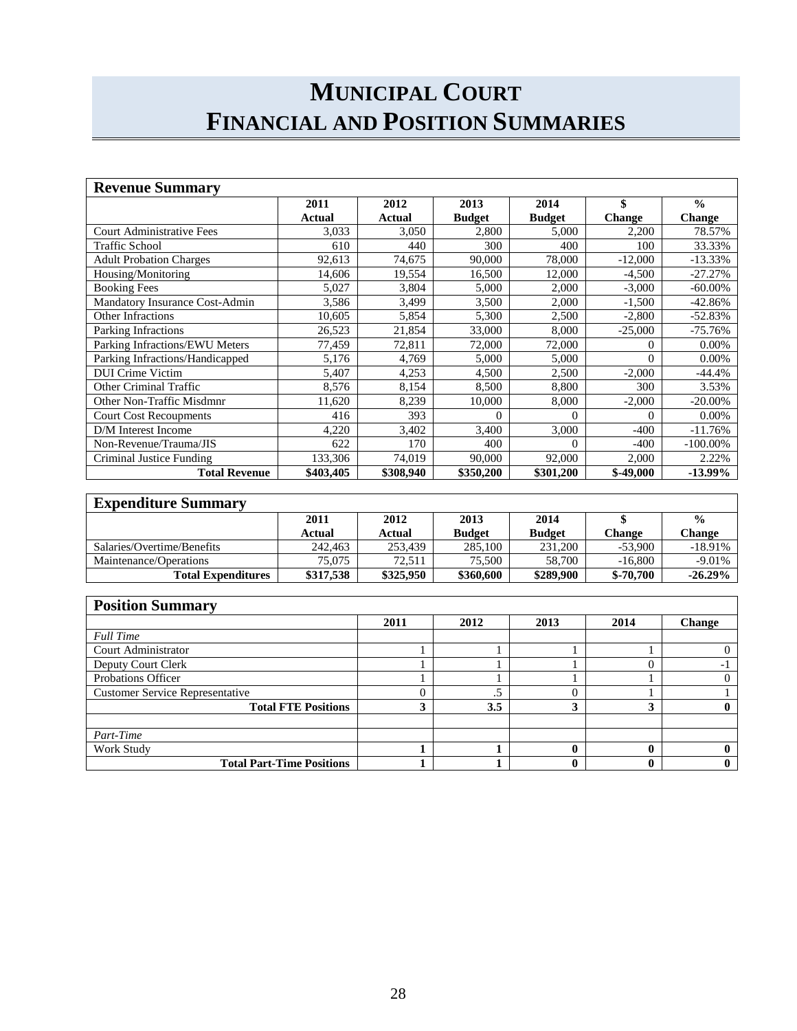# MUNICIPAL COURT
# FINANCIAL AND POSITION SUMMARIES

| Revenue Summary | 2011 Actual | 2012 Actual | 2013 Budget | 2014 Budget | $ Change | % Change |
|---|---|---|---|---|---|---|
| Court Administrative Fees | 3,033 | 3,050 | 2,800 | 5,000 | 2,200 | 78.57% |
| Traffic School | 610 | 440 | 300 | 400 | 100 | 33.33% |
| Adult Probation Charges | 92,613 | 74,675 | 90,000 | 78,000 | -12,000 | -13.33% |
| Housing/Monitoring | 14,606 | 19,554 | 16,500 | 12,000 | -4,500 | -27.27% |
| Booking Fees | 5,027 | 3,804 | 5,000 | 2,000 | -3,000 | -60.00% |
| Mandatory Insurance Cost-Admin | 3,586 | 3,499 | 3,500 | 2,000 | -1,500 | -42.86% |
| Other Infractions | 10,605 | 5,854 | 5,300 | 2,500 | -2,800 | -52.83% |
| Parking Infractions | 26,523 | 21,854 | 33,000 | 8,000 | -25,000 | -75.76% |
| Parking Infractions/EWU Meters | 77,459 | 72,811 | 72,000 | 72,000 | 0 | 0.00% |
| Parking Infractions/Handicapped | 5,176 | 4,769 | 5,000 | 5,000 | 0 | 0.00% |
| DUI Crime Victim | 5,407 | 4,253 | 4,500 | 2,500 | -2,000 | -44.4% |
| Other Criminal Traffic | 8,576 | 8,154 | 8,500 | 8,800 | 300 | 3.53% |
| Other Non-Traffic Misdmnr | 11,620 | 8,239 | 10,000 | 8,000 | -2,000 | -20.00% |
| Court Cost Recoupments | 416 | 393 | 0 | 0 | 0 | 0.00% |
| D/M Interest Income | 4,220 | 3,402 | 3,400 | 3,000 | -400 | -11.76% |
| Non-Revenue/Trauma/JIS | 622 | 170 | 400 | 0 | -400 | -100.00% |
| Criminal Justice Funding | 133,306 | 74,019 | 90,000 | 92,000 | 2,000 | 2.22% |
| **Total Revenue** | **$403,405** | **$308,940** | **$350,200** | **$301,200** | **$-49,000** | **-13.99%** |

| Expenditure Summary | 2011 Actual | 2012 Actual | 2013 Budget | 2014 Budget | $ Change | % Change |
|---|---|---|---|---|---|---|
| Salaries/Overtime/Benefits | 242,463 | 253,439 | 285,100 | 231,200 | -53,900 | -18.91% |
| Maintenance/Operations | 75,075 | 72,511 | 75,500 | 58,700 | -16,800 | -9.01% |
| **Total Expenditures** | **$317,538** | **$325,950** | **$360,600** | **$289,900** | **$-70,700** | **-26.29%** |

| Position Summary | 2011 | 2012 | 2013 | 2014 | Change |
|---|---|---|---|---|---|
| *Full Time* | | | | | |
| Court Administrator | 1 | 1 | 1 | 1 | 0 |
| Deputy Court Clerk | 1 | 1 | 1 | 0 | -1 |
| Probations Officer | 1 | 1 | 1 | 1 | 0 |
| Customer Service Representative | 0 | .5 | 0 | 1 | 1 |
| **Total FTE Positions** | **3** | **3.5** | **3** | **3** | **0** |
| | | | | | |
| *Part-Time* | | | | | |
| Work Study | **1** | **1** | **0** | **0** | **0** |
| **Total Part-Time Positions** | **1** | **1** | **0** | **0** | **0** |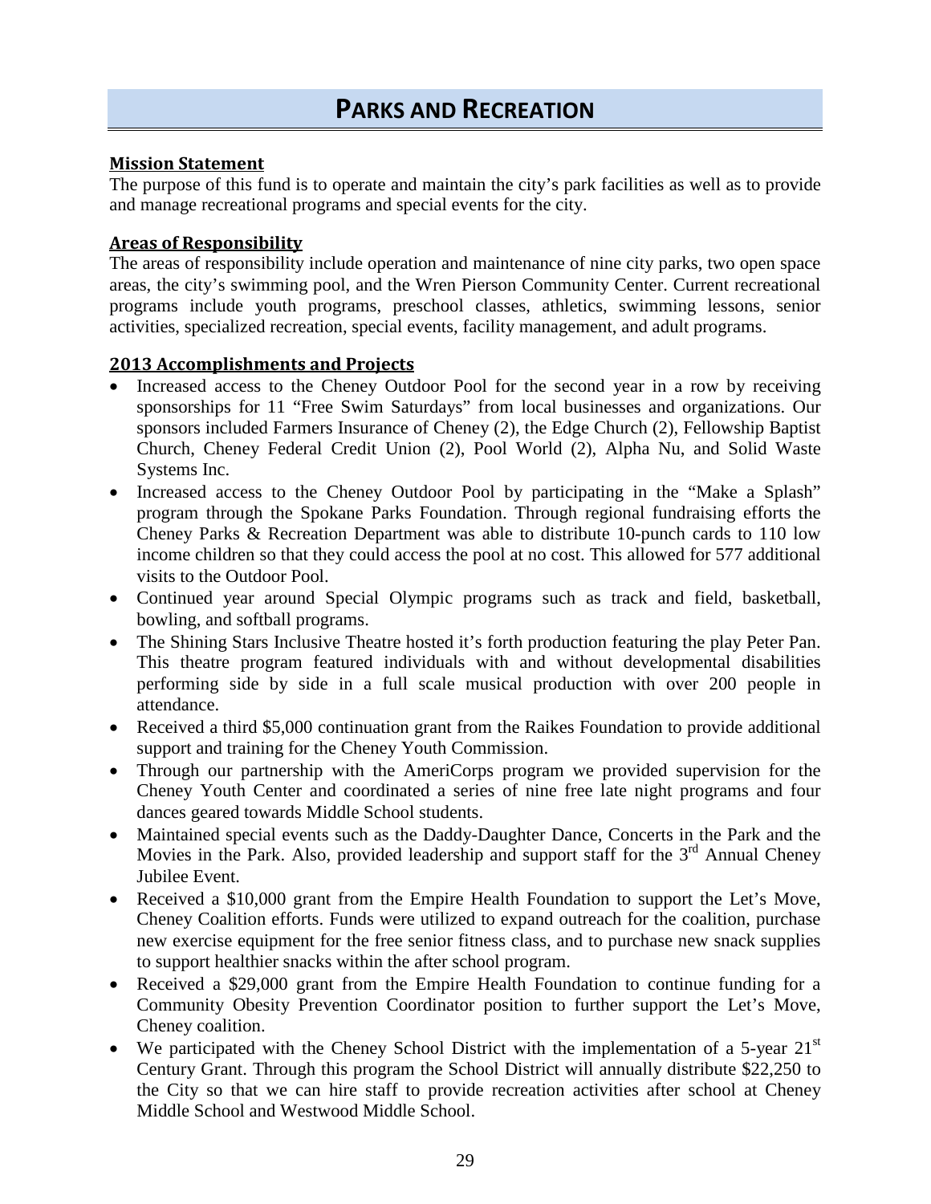# PARKS AND RECREATION

**Mission Statement**

The purpose of this fund is to operate and maintain the city's park facilities as well as to provide and manage recreational programs and special events for the city.

**Areas of Responsibility**

The areas of responsibility include operation and maintenance of nine city parks, two open space areas, the city's swimming pool, and the Wren Pierson Community Center. Current recreational programs include youth programs, preschool classes, athletics, swimming lessons, senior activities, specialized recreation, special events, facility management, and adult programs.

**2013 Accomplishments and Projects**

- Increased access to the Cheney Outdoor Pool for the second year in a row by receiving sponsorships for 11 "Free Swim Saturdays" from local businesses and organizations. Our sponsors included Farmers Insurance of Cheney (2), the Edge Church (2), Fellowship Baptist Church, Cheney Federal Credit Union (2), Pool World (2), Alpha Nu, and Solid Waste Systems Inc.
- Increased access to the Cheney Outdoor Pool by participating in the "Make a Splash" program through the Spokane Parks Foundation. Through regional fundraising efforts the Cheney Parks & Recreation Department was able to distribute 10-punch cards to 110 low income children so that they could access the pool at no cost. This allowed for 577 additional visits to the Outdoor Pool.
- Continued year around Special Olympic programs such as track and field, basketball, bowling, and softball programs.
- The Shining Stars Inclusive Theatre hosted it's forth production featuring the play Peter Pan. This theatre program featured individuals with and without developmental disabilities performing side by side in a full scale musical production with over 200 people in attendance.
- Received a third $5,000 continuation grant from the Raikes Foundation to provide additional support and training for the Cheney Youth Commission.
- Through our partnership with the AmeriCorps program we provided supervision for the Cheney Youth Center and coordinated a series of nine free late night programs and four dances geared towards Middle School students.
- Maintained special events such as the Daddy-Daughter Dance, Concerts in the Park and the Movies in the Park. Also, provided leadership and support staff for the 3rd Annual Cheney Jubilee Event.
- Received a $10,000 grant from the Empire Health Foundation to support the Let's Move, Cheney Coalition efforts. Funds were utilized to expand outreach for the coalition, purchase new exercise equipment for the free senior fitness class, and to purchase new snack supplies to support healthier snacks within the after school program.
- Received a $29,000 grant from the Empire Health Foundation to continue funding for a Community Obesity Prevention Coordinator position to further support the Let's Move, Cheney coalition.
- We participated with the Cheney School District with the implementation of a 5-year 21st Century Grant. Through this program the School District will annually distribute $22,250 to the City so that we can hire staff to provide recreation activities after school at Cheney Middle School and Westwood Middle School.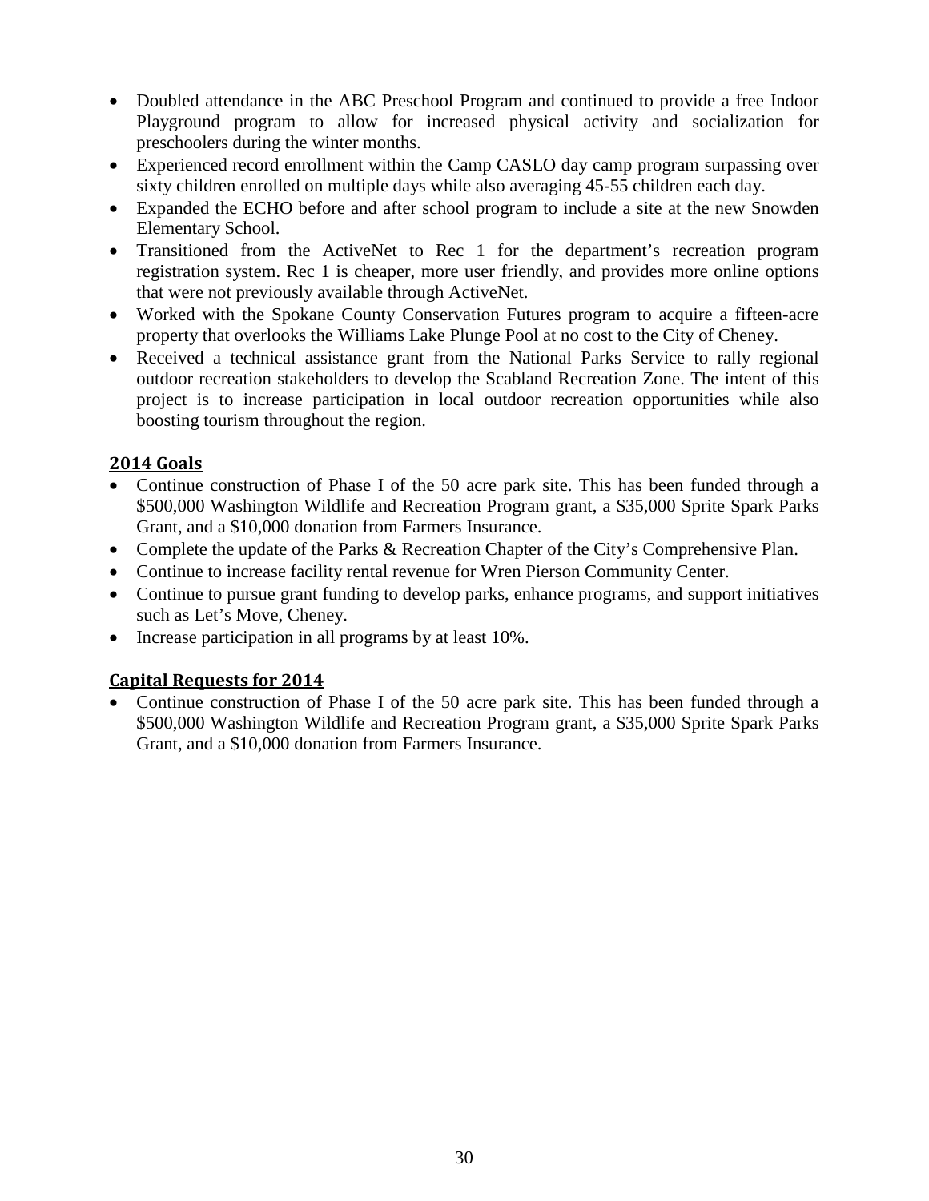- Doubled attendance in the ABC Preschool Program and continued to provide a free Indoor Playground program to allow for increased physical activity and socialization for preschoolers during the winter months.
- Experienced record enrollment within the Camp CASLO day camp program surpassing over sixty children enrolled on multiple days while also averaging 45-55 children each day.
- Expanded the ECHO before and after school program to include a site at the new Snowden Elementary School.
- Transitioned from the ActiveNet to Rec 1 for the department's recreation program registration system. Rec 1 is cheaper, more user friendly, and provides more online options that were not previously available through ActiveNet.
- Worked with the Spokane County Conservation Futures program to acquire a fifteen-acre property that overlooks the Williams Lake Plunge Pool at no cost to the City of Cheney.
- Received a technical assistance grant from the National Parks Service to rally regional outdoor recreation stakeholders to develop the Scabland Recreation Zone. The intent of this project is to increase participation in local outdoor recreation opportunities while also boosting tourism throughout the region.

## 2014 Goals

- Continue construction of Phase I of the 50 acre park site. This has been funded through a $500,000 Washington Wildlife and Recreation Program grant, a $35,000 Sprite Spark Parks Grant, and a $10,000 donation from Farmers Insurance.
- Complete the update of the Parks & Recreation Chapter of the City's Comprehensive Plan.
- Continue to increase facility rental revenue for Wren Pierson Community Center.
- Continue to pursue grant funding to develop parks, enhance programs, and support initiatives such as Let's Move, Cheney.
- Increase participation in all programs by at least 10%.

## Capital Requests for 2014

- Continue construction of Phase I of the 50 acre park site. This has been funded through a $500,000 Washington Wildlife and Recreation Program grant, a $35,000 Sprite Spark Parks Grant, and a $10,000 donation from Farmers Insurance.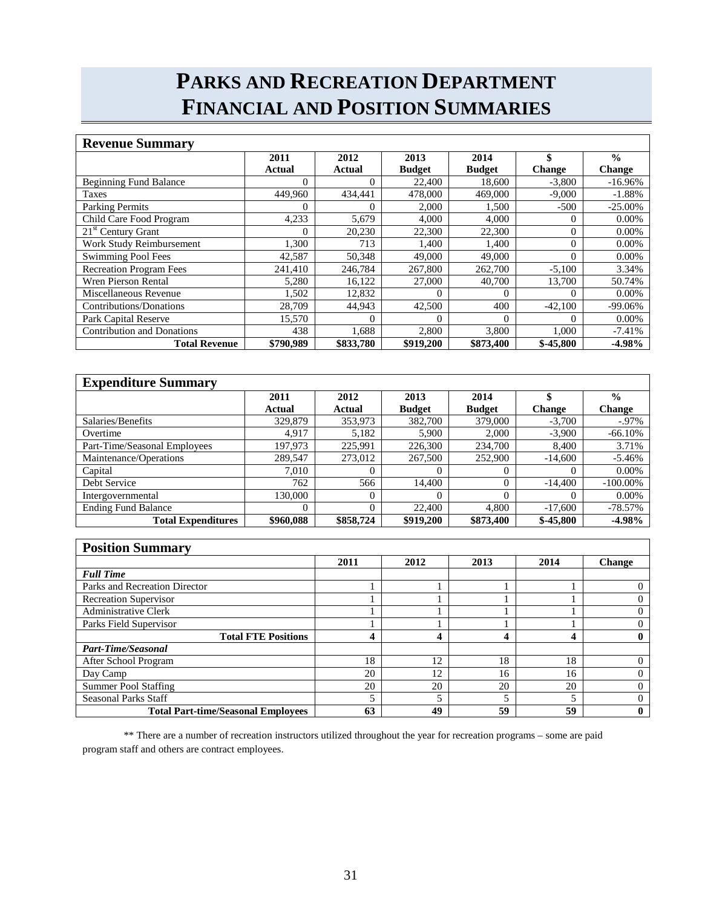# PARKS AND RECREATION DEPARTMENT FINANCIAL AND POSITION SUMMARIES

| Revenue Summary | 2011 Actual | 2012 Actual | 2013 Budget | 2014 Budget | $ Change | % Change |
|---|---|---|---|---|---|---|
| Beginning Fund Balance | 0 | 0 | 22,400 | 18,600 | -3,800 | -16.96% |
| Taxes | 449,960 | 434,441 | 478,000 | 469,000 | -9,000 | -1.88% |
| Parking Permits | 0 | 0 | 2,000 | 1,500 | -500 | -25.00% |
| Child Care Food Program | 4,233 | 5,679 | 4,000 | 4,000 | 0 | 0.00% |
| 21st Century Grant | 0 | 20,230 | 22,300 | 22,300 | 0 | 0.00% |
| Work Study Reimbursement | 1,300 | 713 | 1,400 | 1,400 | 0 | 0.00% |
| Swimming Pool Fees | 42,587 | 50,348 | 49,000 | 49,000 | 0 | 0.00% |
| Recreation Program Fees | 241,410 | 246,784 | 267,800 | 262,700 | -5,100 | 3.34% |
| Wren Pierson Rental | 5,280 | 16,122 | 27,000 | 40,700 | 13,700 | 50.74% |
| Miscellaneous Revenue | 1,502 | 12,832 | 0 | 0 | 0 | 0.00% |
| Contributions/Donations | 28,709 | 44,943 | 42,500 | 400 | -42,100 | -99.06% |
| Park Capital Reserve | 15,570 | 0 | 0 | 0 | 0 | 0.00% |
| Contribution and Donations | 438 | 1,688 | 2,800 | 3,800 | 1,000 | -7.41% |
| **Total Revenue** | **$790,989** | **$833,780** | **$919,200** | **$873,400** | **$-45,800** | **-4.98%** |

| Expenditure Summary | 2011 Actual | 2012 Actual | 2013 Budget | 2014 Budget | $ Change | % Change |
|---|---|---|---|---|---|---|
| Salaries/Benefits | 329,879 | 353,973 | 382,700 | 379,000 | -3,700 | -.97% |
| Overtime | 4,917 | 5,182 | 5,900 | 2,000 | -3,900 | -66.10% |
| Part-Time/Seasonal Employees | 197,973 | 225,991 | 226,300 | 234,700 | 8,400 | 3.71% |
| Maintenance/Operations | 289,547 | 273,012 | 267,500 | 252,900 | -14,600 | -5.46% |
| Capital | 7,010 | 0 | 0 | 0 | 0 | 0.00% |
| Debt Service | 762 | 566 | 14,400 | 0 | -14,400 | -100.00% |
| Intergovernmental | 130,000 | 0 | 0 | 0 | 0 | 0.00% |
| Ending Fund Balance | 0 | 0 | 22,400 | 4,800 | -17,600 | -78.57% |
| **Total Expenditures** | **$960,088** | **$858,724** | **$919,200** | **$873,400** | **$-45,800** | **-4.98%** |

| Position Summary | 2011 | 2012 | 2013 | 2014 | Change |
|---|---|---|---|---|---|
| ***Full Time*** | | | | | |
| Parks and Recreation Director | 1 | 1 | 1 | 1 | 0 |
| Recreation Supervisor | 1 | 1 | 1 | 1 | 0 |
| Administrative Clerk | 1 | 1 | 1 | 1 | 0 |
| Parks Field Supervisor | 1 | 1 | 1 | 1 | 0 |
| **Total FTE Positions** | **4** | **4** | **4** | **4** | **0** |
| ***Part-Time/Seasonal*** | | | | | |
| After School Program | 18 | 12 | 18 | 18 | 0 |
| Day Camp | 20 | 12 | 16 | 16 | 0 |
| Summer Pool Staffing | 20 | 20 | 20 | 20 | 0 |
| Seasonal Parks Staff | 5 | 5 | 5 | 5 | 0 |
| **Total Part-time/Seasonal Employees** | **63** | **49** | **59** | **59** | **0** |

** There are a number of recreation instructors utilized throughout the year for recreation programs – some are paid program staff and others are contract employees.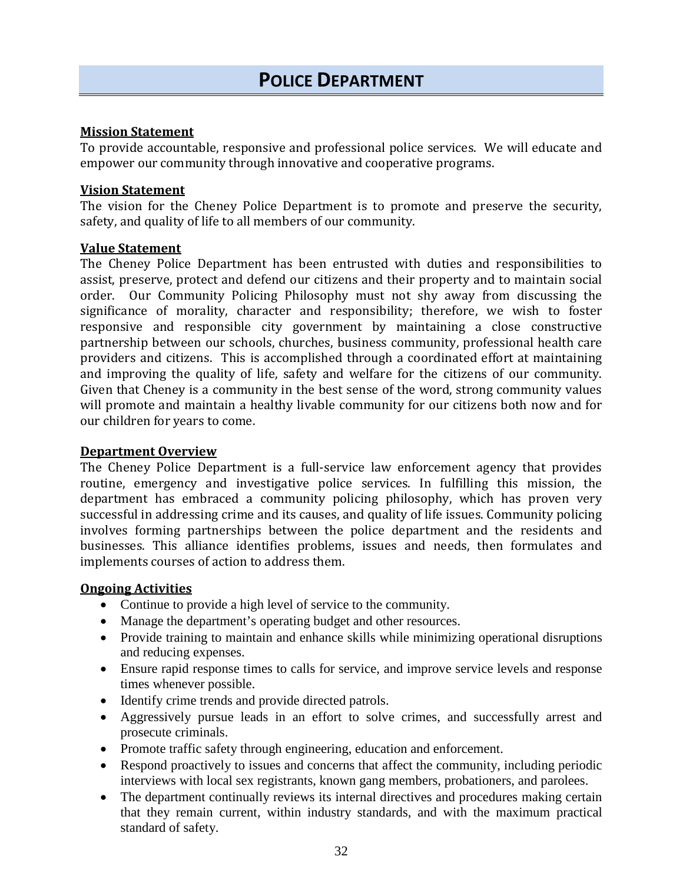# POLICE DEPARTMENT

**Mission Statement**

To provide accountable, responsive and professional police services. We will educate and empower our community through innovative and cooperative programs.

**Vision Statement**

The vision for the Cheney Police Department is to promote and preserve the security, safety, and quality of life to all members of our community.

**Value Statement**

The Cheney Police Department has been entrusted with duties and responsibilities to assist, preserve, protect and defend our citizens and their property and to maintain social order. Our Community Policing Philosophy must not shy away from discussing the significance of morality, character and responsibility; therefore, we wish to foster responsive and responsible city government by maintaining a close constructive partnership between our schools, churches, business community, professional health care providers and citizens. This is accomplished through a coordinated effort at maintaining and improving the quality of life, safety and welfare for the citizens of our community. Given that Cheney is a community in the best sense of the word, strong community values will promote and maintain a healthy livable community for our citizens both now and for our children for years to come.

**Department Overview**

The Cheney Police Department is a full-service law enforcement agency that provides routine, emergency and investigative police services. In fulfilling this mission, the department has embraced a community policing philosophy, which has proven very successful in addressing crime and its causes, and quality of life issues. Community policing involves forming partnerships between the police department and the residents and businesses. This alliance identifies problems, issues and needs, then formulates and implements courses of action to address them.

**Ongoing Activities**

- Continue to provide a high level of service to the community.
- Manage the department's operating budget and other resources.
- Provide training to maintain and enhance skills while minimizing operational disruptions and reducing expenses.
- Ensure rapid response times to calls for service, and improve service levels and response times whenever possible.
- Identify crime trends and provide directed patrols.
- Aggressively pursue leads in an effort to solve crimes, and successfully arrest and prosecute criminals.
- Promote traffic safety through engineering, education and enforcement.
- Respond proactively to issues and concerns that affect the community, including periodic interviews with local sex registrants, known gang members, probationers, and parolees.
- The department continually reviews its internal directives and procedures making certain that they remain current, within industry standards, and with the maximum practical standard of safety.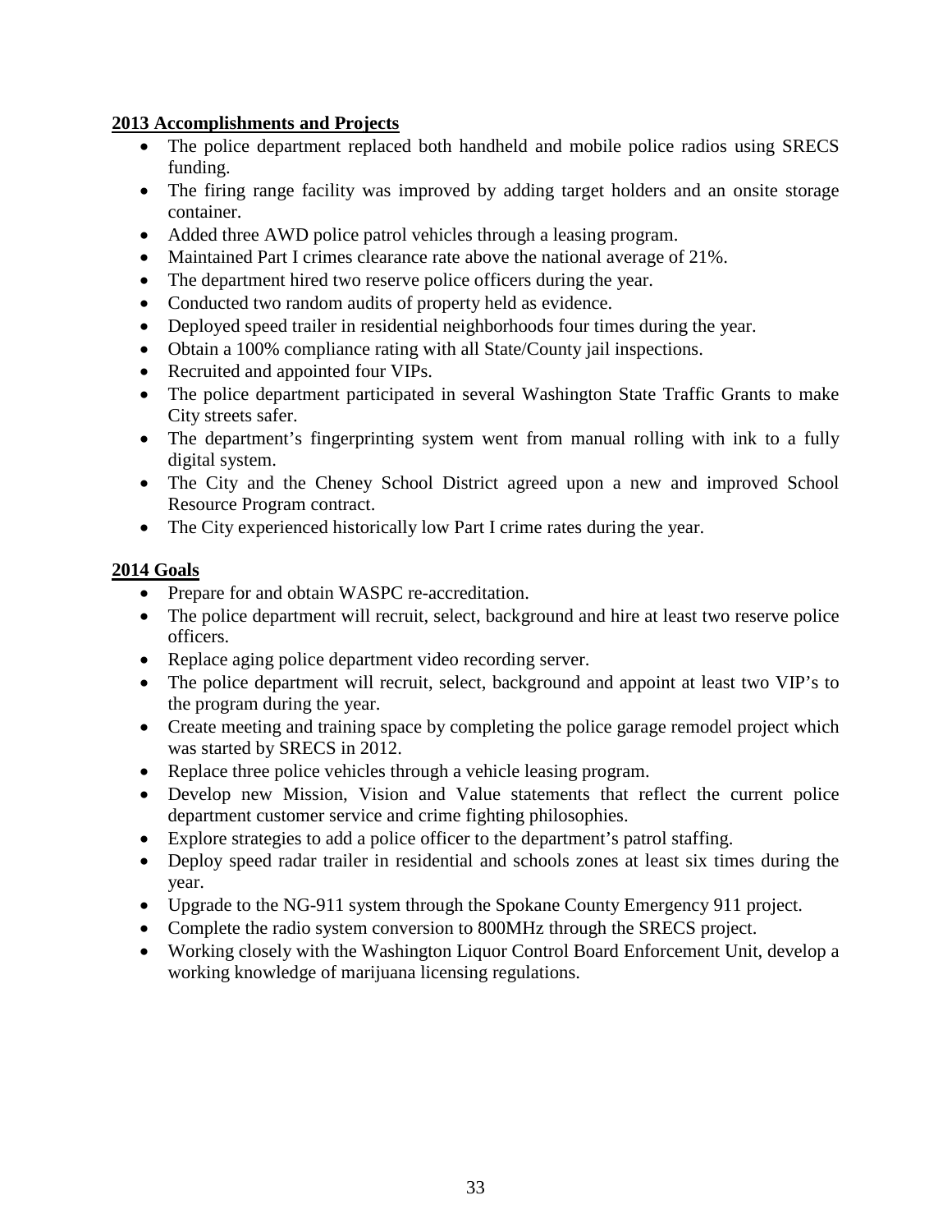**2013 Accomplishments and Projects**

- The police department replaced both handheld and mobile police radios using SRECS funding.
- The firing range facility was improved by adding target holders and an onsite storage container.
- Added three AWD police patrol vehicles through a leasing program.
- Maintained Part I crimes clearance rate above the national average of 21%.
- The department hired two reserve police officers during the year.
- Conducted two random audits of property held as evidence.
- Deployed speed trailer in residential neighborhoods four times during the year.
- Obtain a 100% compliance rating with all State/County jail inspections.
- Recruited and appointed four VIPs.
- The police department participated in several Washington State Traffic Grants to make City streets safer.
- The department's fingerprinting system went from manual rolling with ink to a fully digital system.
- The City and the Cheney School District agreed upon a new and improved School Resource Program contract.
- The City experienced historically low Part I crime rates during the year.

**2014 Goals**

- Prepare for and obtain WASPC re-accreditation.
- The police department will recruit, select, background and hire at least two reserve police officers.
- Replace aging police department video recording server.
- The police department will recruit, select, background and appoint at least two VIP's to the program during the year.
- Create meeting and training space by completing the police garage remodel project which was started by SRECS in 2012.
- Replace three police vehicles through a vehicle leasing program.
- Develop new Mission, Vision and Value statements that reflect the current police department customer service and crime fighting philosophies.
- Explore strategies to add a police officer to the department's patrol staffing.
- Deploy speed radar trailer in residential and schools zones at least six times during the year.
- Upgrade to the NG-911 system through the Spokane County Emergency 911 project.
- Complete the radio system conversion to 800MHz through the SRECS project.
- Working closely with the Washington Liquor Control Board Enforcement Unit, develop a working knowledge of marijuana licensing regulations.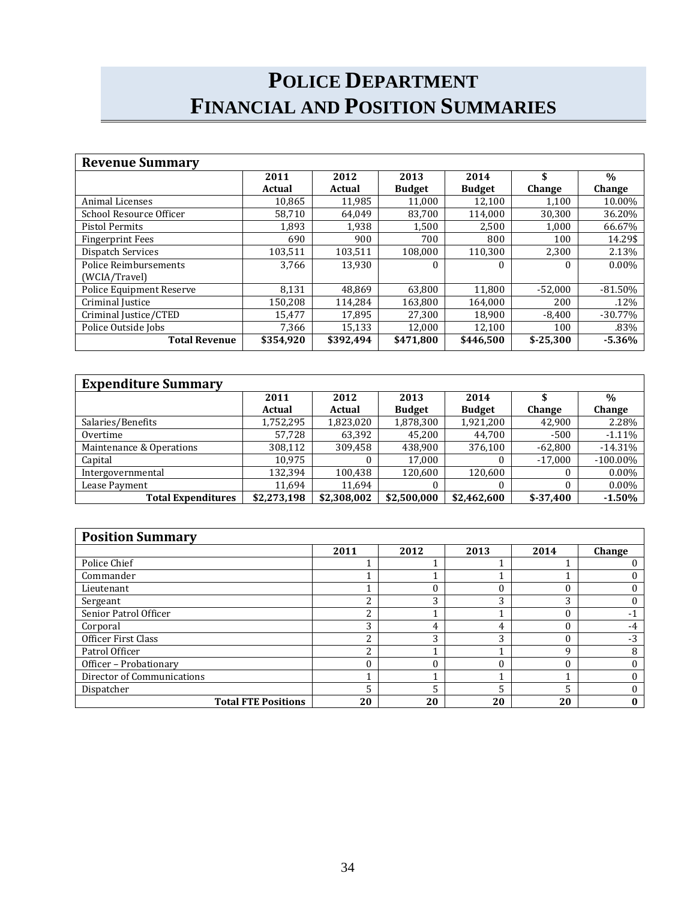# POLICE DEPARTMENT
# FINANCIAL AND POSITION SUMMARIES

| Revenue Summary | | | | | | |
|---|---|---|---|---|---|---|
| | 2011 Actual | 2012 Actual | 2013 Budget | 2014 Budget | $ Change | % Change |
| Animal Licenses | 10,865 | 11,985 | 11,000 | 12,100 | 1,100 | 10.00% |
| School Resource Officer | 58,710 | 64,049 | 83,700 | 114,000 | 30,300 | 36.20% |
| Pistol Permits | 1,893 | 1,938 | 1,500 | 2,500 | 1,000 | 66.67% |
| Fingerprint Fees | 690 | 900 | 700 | 800 | 100 | 14.29$ |
| Dispatch Services | 103,511 | 103,511 | 108,000 | 110,300 | 2,300 | 2.13% |
| Police Reimbursements (WCIA/Travel) | 3,766 | 13,930 | 0 | 0 | 0 | 0.00% |
| Police Equipment Reserve | 8,131 | 48,869 | 63,800 | 11,800 | -52,000 | -81.50% |
| Criminal Justice | 150,208 | 114,284 | 163,800 | 164,000 | 200 | .12% |
| Criminal Justice/CTED | 15,477 | 17,895 | 27,300 | 18,900 | -8,400 | -30.77% |
| Police Outside Jobs | 7,366 | 15,133 | 12,000 | 12,100 | 100 | .83% |
| **Total Revenue** | **$354,920** | **$392,494** | **$471,800** | **$446,500** | **$-25,300** | **-5.36%** |

| Expenditure Summary | | | | | | |
|---|---|---|---|---|---|---|
| | 2011 Actual | 2012 Actual | 2013 Budget | 2014 Budget | $ Change | % Change |
| Salaries/Benefits | 1,752,295 | 1,823,020 | 1,878,300 | 1,921,200 | 42,900 | 2.28% |
| Overtime | 57,728 | 63,392 | 45,200 | 44,700 | -500 | -1.11% |
| Maintenance & Operations | 308,112 | 309,458 | 438,900 | 376,100 | -62,800 | -14.31% |
| Capital | 10,975 | 0 | 17,000 | 0 | -17,000 | -100.00% |
| Intergovernmental | 132,394 | 100,438 | 120,600 | 120,600 | 0 | 0.00% |
| Lease Payment | 11,694 | 11,694 | 0 | 0 | 0 | 0.00% |
| **Total Expenditures** | **$2,273,198** | **$2,308,002** | **$2,500,000** | **$2,462,600** | **$-37,400** | **-1.50%** |

| Position Summary | | | | | |
|---|---|---|---|---|---|
| | 2011 | 2012 | 2013 | 2014 | Change |
| Police Chief | 1 | 1 | 1 | 1 | 0 |
| Commander | 1 | 1 | 1 | 1 | 0 |
| Lieutenant | 1 | 0 | 0 | 0 | 0 |
| Sergeant | 2 | 3 | 3 | 3 | 0 |
| Senior Patrol Officer | 2 | 1 | 1 | 0 | -1 |
| Corporal | 3 | 4 | 4 | 0 | -4 |
| Officer First Class | 2 | 3 | 3 | 0 | -3 |
| Patrol Officer | 2 | 1 | 1 | 9 | 8 |
| Officer – Probationary | 0 | 0 | 0 | 0 | 0 |
| Director of Communications | 1 | 1 | 1 | 1 | 0 |
| Dispatcher | 5 | 5 | 5 | 5 | 0 |
| **Total FTE Positions** | **20** | **20** | **20** | **20** | **0** |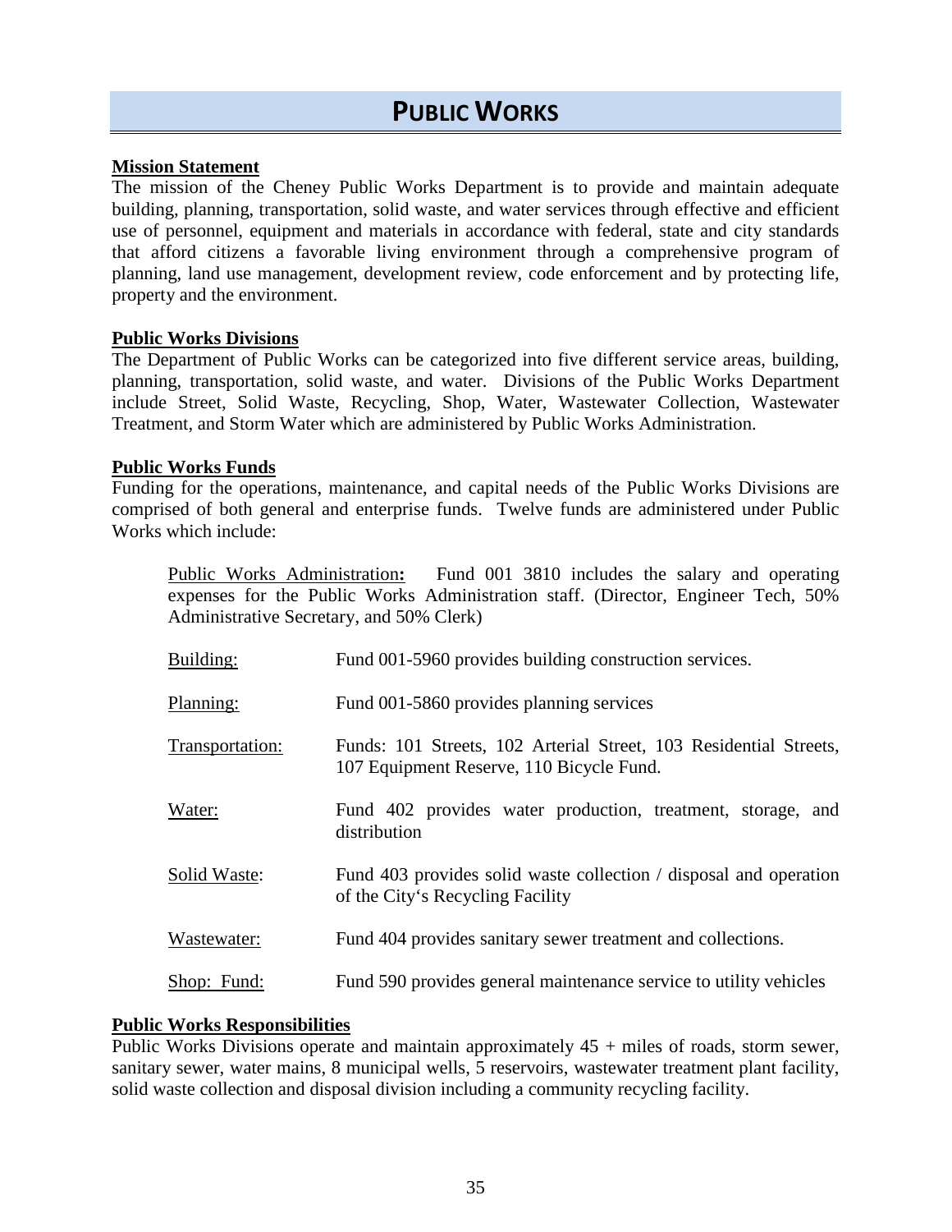# PUBLIC WORKS

**Mission Statement**

The mission of the Cheney Public Works Department is to provide and maintain adequate building, planning, transportation, solid waste, and water services through effective and efficient use of personnel, equipment and materials in accordance with federal, state and city standards that afford citizens a favorable living environment through a comprehensive program of planning, land use management, development review, code enforcement and by protecting life, property and the environment.

**Public Works Divisions**

The Department of Public Works can be categorized into five different service areas, building, planning, transportation, solid waste, and water. Divisions of the Public Works Department include Street, Solid Waste, Recycling, Shop, Water, Wastewater Collection, Wastewater Treatment, and Storm Water which are administered by Public Works Administration.

**Public Works Funds**

Funding for the operations, maintenance, and capital needs of the Public Works Divisions are comprised of both general and enterprise funds. Twelve funds are administered under Public Works which include:

Public Works Administration**:** Fund 001 3810 includes the salary and operating expenses for the Public Works Administration staff. (Director, Engineer Tech, 50% Administrative Secretary, and 50% Clerk)

| | |
|---|---|
| Building: | Fund 001-5960 provides building construction services. |
| Planning: | Fund 001-5860 provides planning services |
| Transportation: | Funds: 101 Streets, 102 Arterial Street, 103 Residential Streets, 107 Equipment Reserve, 110 Bicycle Fund. |
| Water: | Fund 402 provides water production, treatment, storage, and distribution |
| Solid Waste: | Fund 403 provides solid waste collection / disposal and operation of the City's Recycling Facility |
| Wastewater: | Fund 404 provides sanitary sewer treatment and collections. |
| Shop: Fund: | Fund 590 provides general maintenance service to utility vehicles |

**Public Works Responsibilities**

Public Works Divisions operate and maintain approximately 45 + miles of roads, storm sewer, sanitary sewer, water mains, 8 municipal wells, 5 reservoirs, wastewater treatment plant facility, solid waste collection and disposal division including a community recycling facility.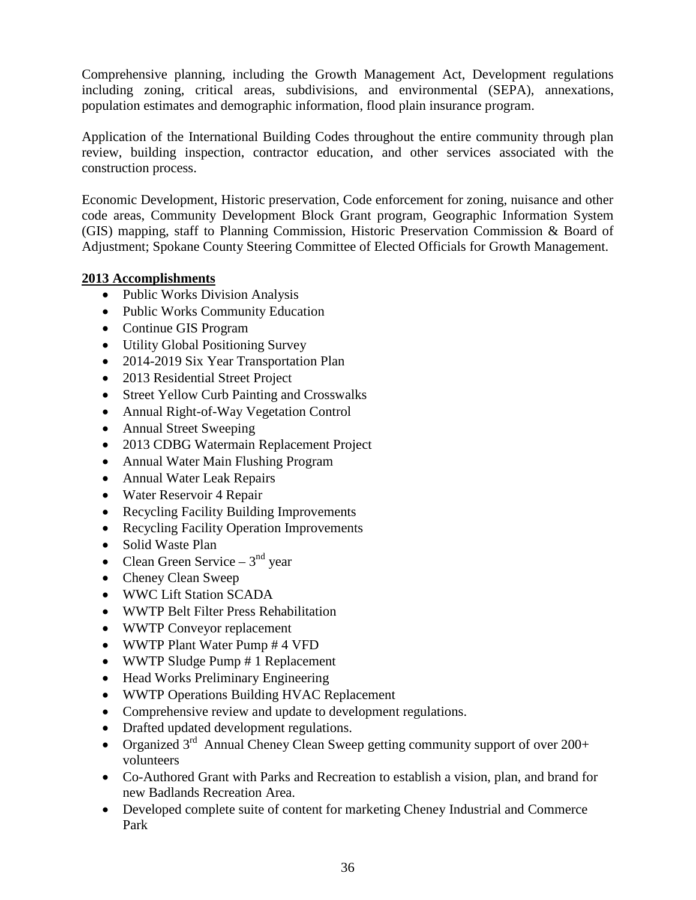Comprehensive planning, including the Growth Management Act, Development regulations including zoning, critical areas, subdivisions, and environmental (SEPA), annexations, population estimates and demographic information, flood plain insurance program.

Application of the International Building Codes throughout the entire community through plan review, building inspection, contractor education, and other services associated with the construction process.

Economic Development, Historic preservation, Code enforcement for zoning, nuisance and other code areas, Community Development Block Grant program, Geographic Information System (GIS) mapping, staff to Planning Commission, Historic Preservation Commission & Board of Adjustment; Spokane County Steering Committee of Elected Officials for Growth Management.

**2013 Accomplishments**

- Public Works Division Analysis
- Public Works Community Education
- Continue GIS Program
- Utility Global Positioning Survey
- 2014-2019 Six Year Transportation Plan
- 2013 Residential Street Project
- Street Yellow Curb Painting and Crosswalks
- Annual Right-of-Way Vegetation Control
- Annual Street Sweeping
- 2013 CDBG Watermain Replacement Project
- Annual Water Main Flushing Program
- Annual Water Leak Repairs
- Water Reservoir 4 Repair
- Recycling Facility Building Improvements
- Recycling Facility Operation Improvements
- Solid Waste Plan
- Clean Green Service – 3nd year
- Cheney Clean Sweep
- WWC Lift Station SCADA
- WWTP Belt Filter Press Rehabilitation
- WWTP Conveyor replacement
- WWTP Plant Water Pump # 4 VFD
- WWTP Sludge Pump # 1 Replacement
- Head Works Preliminary Engineering
- WWTP Operations Building HVAC Replacement
- Comprehensive review and update to development regulations.
- Drafted updated development regulations.
- Organized 3rd Annual Cheney Clean Sweep getting community support of over 200+ volunteers
- Co-Authored Grant with Parks and Recreation to establish a vision, plan, and brand for new Badlands Recreation Area.
- Developed complete suite of content for marketing Cheney Industrial and Commerce Park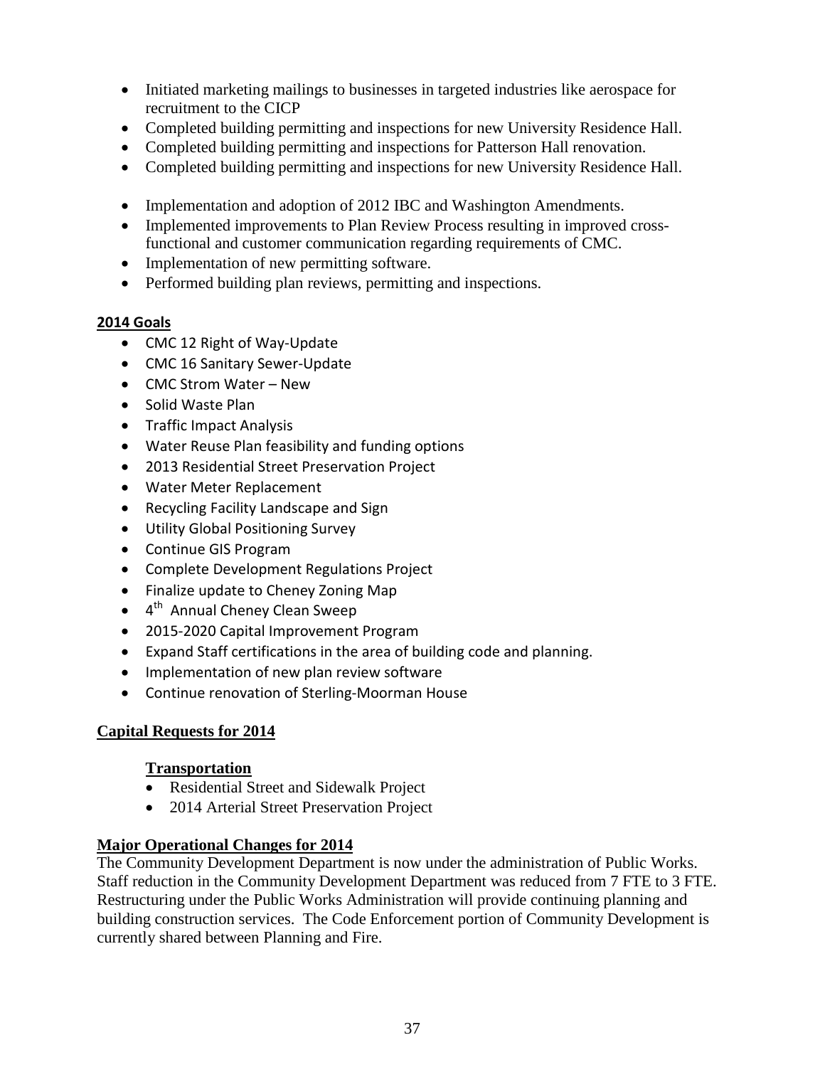- Initiated marketing mailings to businesses in targeted industries like aerospace for recruitment to the CICP
- Completed building permitting and inspections for new University Residence Hall.
- Completed building permitting and inspections for Patterson Hall renovation.
- Completed building permitting and inspections for new University Residence Hall.

- Implementation and adoption of 2012 IBC and Washington Amendments.
- Implemented improvements to Plan Review Process resulting in improved cross-functional and customer communication regarding requirements of CMC.
- Implementation of new permitting software.
- Performed building plan reviews, permitting and inspections.

**2014 Goals**

- CMC 12 Right of Way-Update
- CMC 16 Sanitary Sewer-Update
- CMC Strom Water – New
- Solid Waste Plan
- Traffic Impact Analysis
- Water Reuse Plan feasibility and funding options
- 2013 Residential Street Preservation Project
- Water Meter Replacement
- Recycling Facility Landscape and Sign
- Utility Global Positioning Survey
- Continue GIS Program
- Complete Development Regulations Project
- Finalize update to Cheney Zoning Map
- 4th Annual Cheney Clean Sweep
- 2015-2020 Capital Improvement Program
- Expand Staff certifications in the area of building code and planning.
- Implementation of new plan review software
- Continue renovation of Sterling-Moorman House

**Capital Requests for 2014**

**Transportation**

- Residential Street and Sidewalk Project
- 2014 Arterial Street Preservation Project

**Major Operational Changes for 2014**

The Community Development Department is now under the administration of Public Works. Staff reduction in the Community Development Department was reduced from 7 FTE to 3 FTE. Restructuring under the Public Works Administration will provide continuing planning and building construction services. The Code Enforcement portion of Community Development is currently shared between Planning and Fire.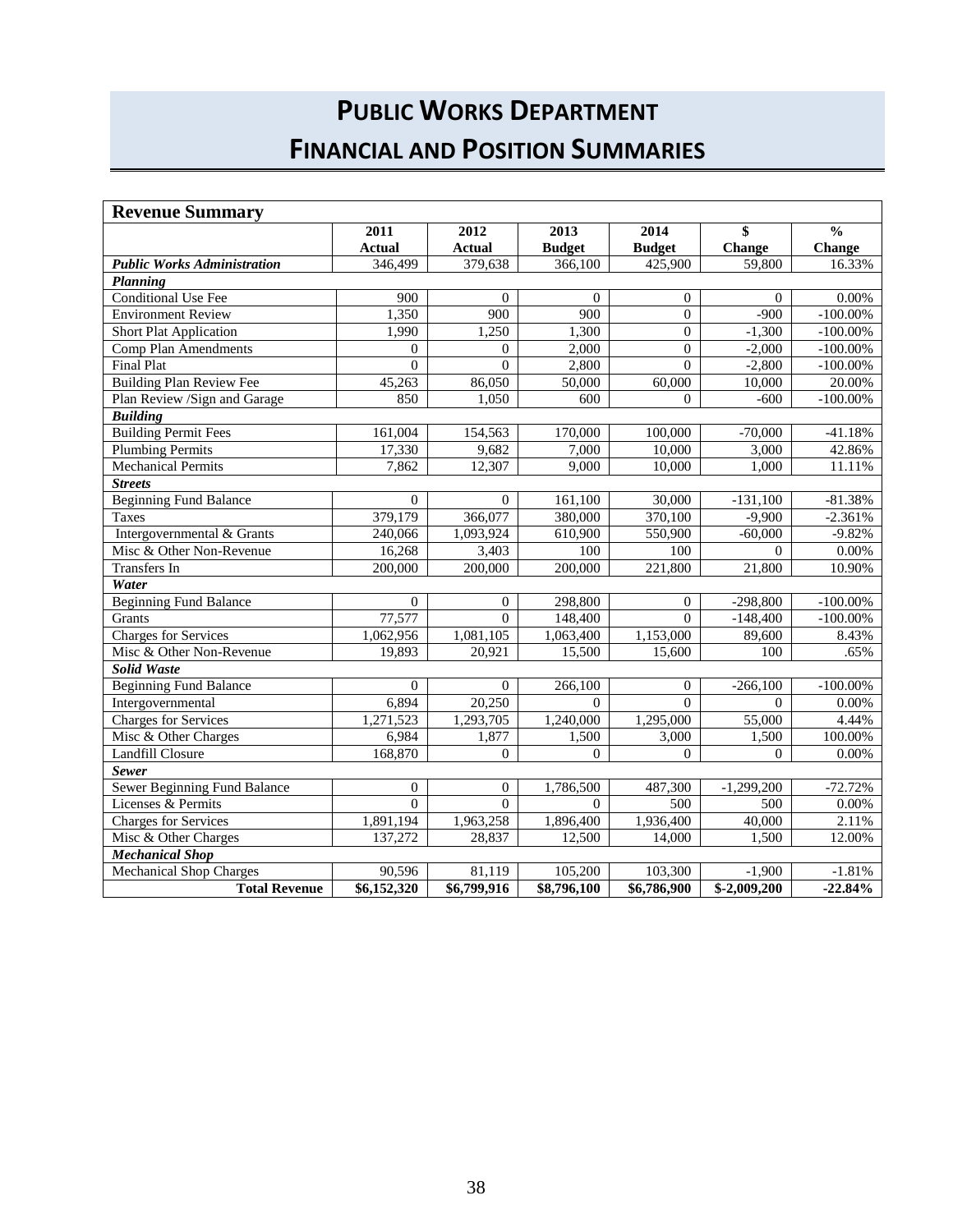# PUBLIC WORKS DEPARTMENT
# FINANCIAL AND POSITION SUMMARIES

| Revenue Summary | | | | | | |
|---|---|---|---|---|---|---|
| | 2011 Actual | 2012 Actual | 2013 Budget | 2014 Budget | $ Change | % Change |
| ***Public Works Administration*** | 346,499 | 379,638 | 366,100 | 425,900 | 59,800 | 16.33% |
| ***Planning*** | | | | | | |
| Conditional Use Fee | 900 | 0 | 0 | 0 | 0 | 0.00% |
| Environment Review | 1,350 | 900 | 900 | 0 | -900 | -100.00% |
| Short Plat Application | 1,990 | 1,250 | 1,300 | 0 | -1,300 | -100.00% |
| Comp Plan Amendments | 0 | 0 | 2,000 | 0 | -2,000 | -100.00% |
| Final Plat | 0 | 0 | 2,800 | 0 | -2,800 | -100.00% |
| Building Plan Review Fee | 45,263 | 86,050 | 50,000 | 60,000 | 10,000 | 20.00% |
| Plan Review /Sign and Garage | 850 | 1,050 | 600 | 0 | -600 | -100.00% |
| ***Building*** | | | | | | |
| Building Permit Fees | 161,004 | 154,563 | 170,000 | 100,000 | -70,000 | -41.18% |
| Plumbing Permits | 17,330 | 9,682 | 7,000 | 10,000 | 3,000 | 42.86% |
| Mechanical Permits | 7,862 | 12,307 | 9,000 | 10,000 | 1,000 | 11.11% |
| ***Streets*** | | | | | | |
| Beginning Fund Balance | 0 | 0 | 161,100 | 30,000 | -131,100 | -81.38% |
| Taxes | 379,179 | 366,077 | 380,000 | 370,100 | -9,900 | -2.361% |
| Intergovernmental & Grants | 240,066 | 1,093,924 | 610,900 | 550,900 | -60,000 | -9.82% |
| Misc & Other Non-Revenue | 16,268 | 3,403 | 100 | 100 | 0 | 0.00% |
| Transfers In | 200,000 | 200,000 | 200,000 | 221,800 | 21,800 | 10.90% |
| ***Water*** | | | | | | |
| Beginning Fund Balance | 0 | 0 | 298,800 | 0 | -298,800 | -100.00% |
| Grants | 77,577 | 0 | 148,400 | 0 | -148,400 | -100.00% |
| Charges for Services | 1,062,956 | 1,081,105 | 1,063,400 | 1,153,000 | 89,600 | 8.43% |
| Misc & Other Non-Revenue | 19,893 | 20,921 | 15,500 | 15,600 | 100 | .65% |
| ***Solid Waste*** | | | | | | |
| Beginning Fund Balance | 0 | 0 | 266,100 | 0 | -266,100 | -100.00% |
| Intergovernmental | 6,894 | 20,250 | 0 | 0 | 0 | 0.00% |
| Charges for Services | 1,271,523 | 1,293,705 | 1,240,000 | 1,295,000 | 55,000 | 4.44% |
| Misc & Other Charges | 6,984 | 1,877 | 1,500 | 3,000 | 1,500 | 100.00% |
| Landfill Closure | 168,870 | 0 | 0 | 0 | 0 | 0.00% |
| ***Sewer*** | | | | | | |
| Sewer Beginning Fund Balance | 0 | 0 | 1,786,500 | 487,300 | -1,299,200 | -72.72% |
| Licenses & Permits | 0 | 0 | 0 | 500 | 500 | 0.00% |
| Charges for Services | 1,891,194 | 1,963,258 | 1,896,400 | 1,936,400 | 40,000 | 2.11% |
| Misc & Other Charges | 137,272 | 28,837 | 12,500 | 14,000 | 1,500 | 12.00% |
| ***Mechanical Shop*** | | | | | | |
| Mechanical Shop Charges | 90,596 | 81,119 | 105,200 | 103,300 | -1,900 | -1.81% |
| **Total Revenue** | **$6,152,320** | **$6,799,916** | **$8,796,100** | **$6,786,900** | **$-2,009,200** | **-22.84%** |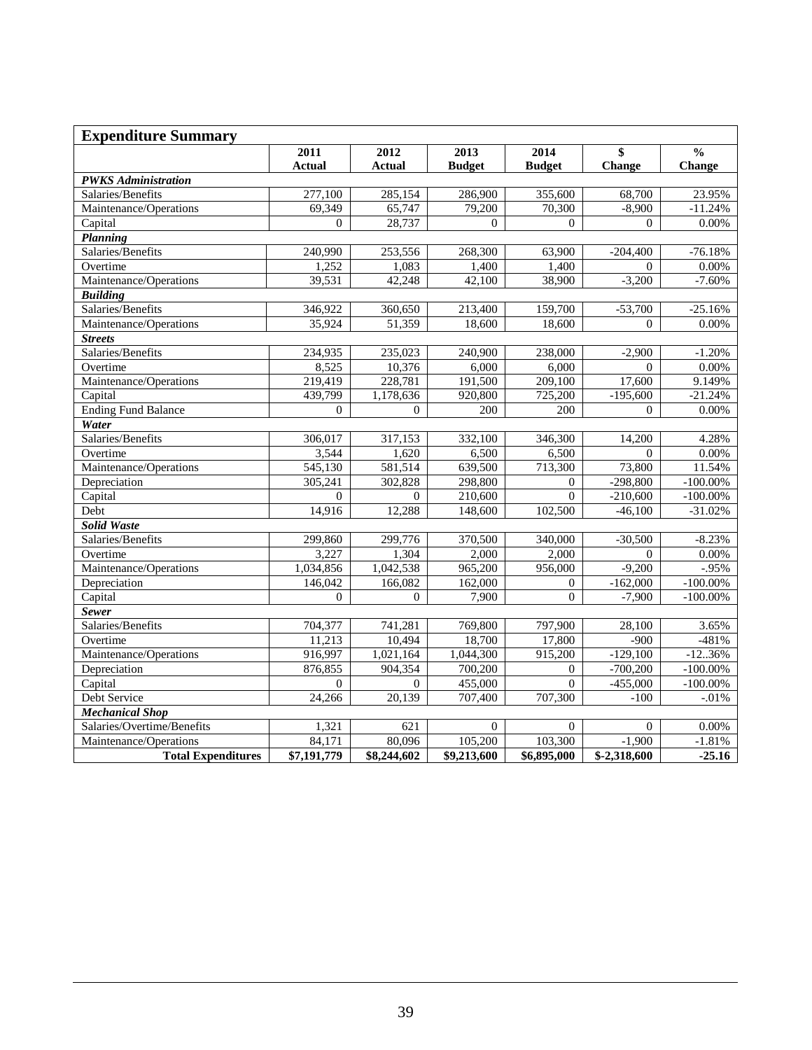## Expenditure Summary

| | 2011 Actual | 2012 Actual | 2013 Budget | 2014 Budget | $ Change | % Change |
|---|---|---|---|---|---|---|
| ***PWKS Administration*** | | | | | | |
| Salaries/Benefits | 277,100 | 285,154 | 286,900 | 355,600 | 68,700 | 23.95% |
| Maintenance/Operations | 69,349 | 65,747 | 79,200 | 70,300 | -8,900 | -11.24% |
| Capital | 0 | 28,737 | 0 | 0 | 0 | 0.00% |
| ***Planning*** | | | | | | |
| Salaries/Benefits | 240,990 | 253,556 | 268,300 | 63,900 | -204,400 | -76.18% |
| Overtime | 1,252 | 1,083 | 1,400 | 1,400 | 0 | 0.00% |
| Maintenance/Operations | 39,531 | 42,248 | 42,100 | 38,900 | -3,200 | -7.60% |
| ***Building*** | | | | | | |
| Salaries/Benefits | 346,922 | 360,650 | 213,400 | 159,700 | -53,700 | -25.16% |
| Maintenance/Operations | 35,924 | 51,359 | 18,600 | 18,600 | 0 | 0.00% |
| ***Streets*** | | | | | | |
| Salaries/Benefits | 234,935 | 235,023 | 240,900 | 238,000 | -2,900 | -1.20% |
| Overtime | 8,525 | 10,376 | 6,000 | 6,000 | 0 | 0.00% |
| Maintenance/Operations | 219,419 | 228,781 | 191,500 | 209,100 | 17,600 | 9.149% |
| Capital | 439,799 | 1,178,636 | 920,800 | 725,200 | -195,600 | -21.24% |
| Ending Fund Balance | 0 | 0 | 200 | 200 | 0 | 0.00% |
| ***Water*** | | | | | | |
| Salaries/Benefits | 306,017 | 317,153 | 332,100 | 346,300 | 14,200 | 4.28% |
| Overtime | 3,544 | 1,620 | 6,500 | 6,500 | 0 | 0.00% |
| Maintenance/Operations | 545,130 | 581,514 | 639,500 | 713,300 | 73,800 | 11.54% |
| Depreciation | 305,241 | 302,828 | 298,800 | 0 | -298,800 | -100.00% |
| Capital | 0 | 0 | 210,600 | 0 | -210,600 | -100.00% |
| Debt | 14,916 | 12,288 | 148,600 | 102,500 | -46,100 | -31.02% |
| ***Solid Waste*** | | | | | | |
| Salaries/Benefits | 299,860 | 299,776 | 370,500 | 340,000 | -30,500 | -8.23% |
| Overtime | 3,227 | 1,304 | 2,000 | 2,000 | 0 | 0.00% |
| Maintenance/Operations | 1,034,856 | 1,042,538 | 965,200 | 956,000 | -9,200 | -.95% |
| Depreciation | 146,042 | 166,082 | 162,000 | 0 | -162,000 | -100.00% |
| Capital | 0 | 0 | 7,900 | 0 | -7,900 | -100.00% |
| ***Sewer*** | | | | | | |
| Salaries/Benefits | 704,377 | 741,281 | 769,800 | 797,900 | 28,100 | 3.65% |
| Overtime | 11,213 | 10,494 | 18,700 | 17,800 | -900 | -481% |
| Maintenance/Operations | 916,997 | 1,021,164 | 1,044,300 | 915,200 | -129,100 | -12..36% |
| Depreciation | 876,855 | 904,354 | 700,200 | 0 | -700,200 | -100.00% |
| Capital | 0 | 0 | 455,000 | 0 | -455,000 | -100.00% |
| Debt Service | 24,266 | 20,139 | 707,400 | 707,300 | -100 | -.01% |
| ***Mechanical Shop*** | | | | | | |
| Salaries/Overtime/Benefits | 1,321 | 621 | 0 | 0 | 0 | 0.00% |
| Maintenance/Operations | 84,171 | 80,096 | 105,200 | 103,300 | -1,900 | -1.81% |
| **Total Expenditures** | **$7,191,779** | **$8,244,602** | **$9,213,600** | **$6,895,000** | **$-2,318,600** | **-25.16** |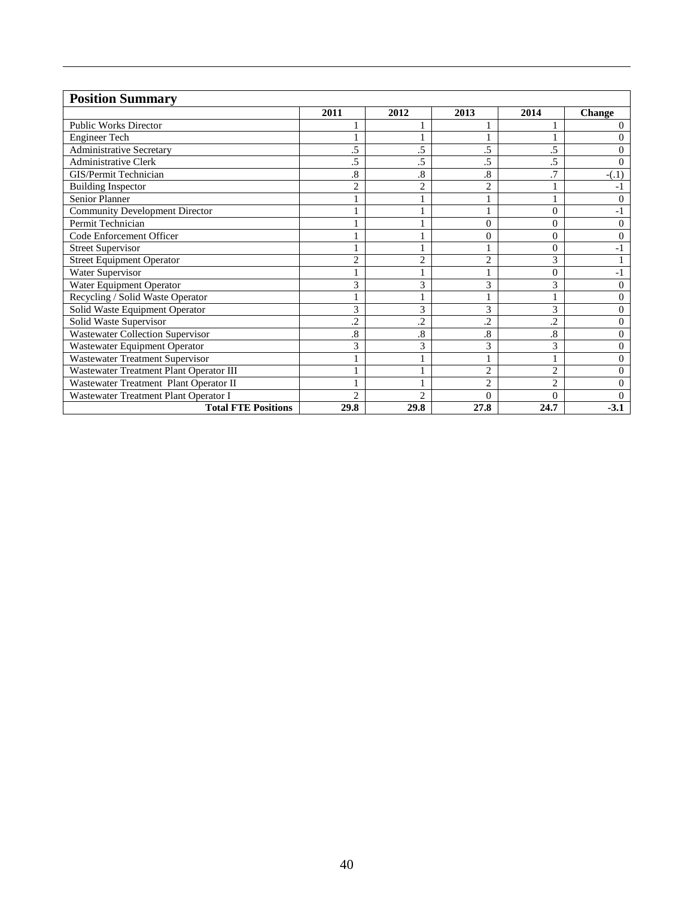## Position Summary

| | 2011 | 2012 | 2013 | 2014 | Change |
|---|---|---|---|---|---|
| Public Works Director | 1 | 1 | 1 | 1 | 0 |
| Engineer Tech | 1 | 1 | 1 | 1 | 0 |
| Administrative Secretary | .5 | .5 | .5 | .5 | 0 |
| Administrative Clerk | .5 | .5 | .5 | .5 | 0 |
| GIS/Permit Technician | .8 | .8 | .8 | .7 | -(.1) |
| Building Inspector | 2 | 2 | 2 | 1 | -1 |
| Senior Planner | 1 | 1 | 1 | 1 | 0 |
| Community Development Director | 1 | 1 | 1 | 0 | -1 |
| Permit Technician | 1 | 1 | 0 | 0 | 0 |
| Code Enforcement Officer | 1 | 1 | 0 | 0 | 0 |
| Street Supervisor | 1 | 1 | 1 | 0 | -1 |
| Street Equipment Operator | 2 | 2 | 2 | 3 | 1 |
| Water Supervisor | 1 | 1 | 1 | 0 | -1 |
| Water Equipment Operator | 3 | 3 | 3 | 3 | 0 |
| Recycling / Solid Waste Operator | 1 | 1 | 1 | 1 | 0 |
| Solid Waste Equipment Operator | 3 | 3 | 3 | 3 | 0 |
| Solid Waste Supervisor | .2 | .2 | .2 | .2 | 0 |
| Wastewater Collection Supervisor | .8 | .8 | .8 | .8 | 0 |
| Wastewater Equipment Operator | 3 | 3 | 3 | 3 | 0 |
| Wastewater Treatment Supervisor | 1 | 1 | 1 | 1 | 0 |
| Wastewater Treatment Plant Operator III | 1 | 1 | 2 | 2 | 0 |
| Wastewater Treatment Plant Operator II | 1 | 1 | 2 | 2 | 0 |
| Wastewater Treatment Plant Operator I | 2 | 2 | 0 | 0 | 0 |
| **Total FTE Positions** | **29.8** | **29.8** | **27.8** | **24.7** | **-3.1** |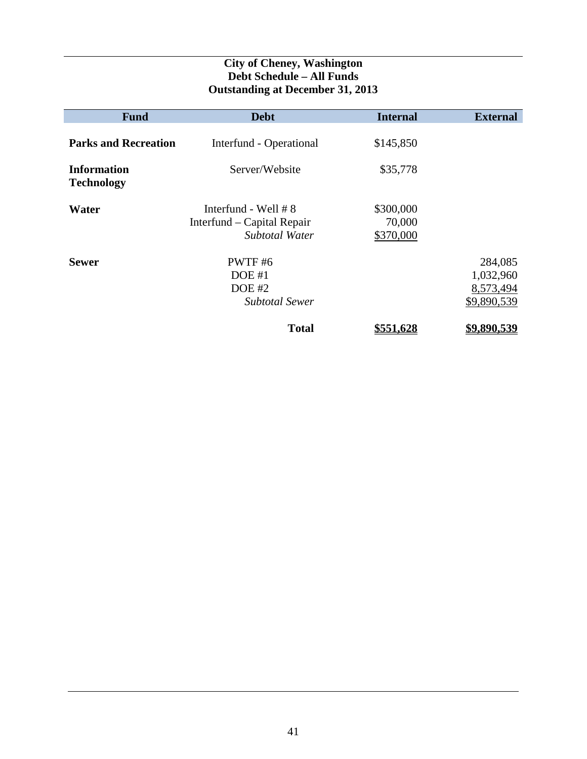**City of Cheney, Washington**
**Debt Schedule – All Funds**
**Outstanding at December 31, 2013**

| Fund | Debt | Internal | External |
|---|---|---|---|
| **Parks and Recreation** | Interfund - Operational | $145,850 | |
| **Information Technology** | Server/Website | $35,778 | |
| **Water** | Interfund - Well # 8 | $300,000 | |
| | Interfund – Capital Repair | 70,000 | |
| | *Subtotal Water* | $370,000 | |
| **Sewer** | PWTF #6 | | 284,085 |
| | DOE #1 | | 1,032,960 |
| | DOE #2 | | 8,573,494 |
| | *Subtotal Sewer* | | $9,890,539 |
| | **Total** | **$551,628** | **$9,890,539** |